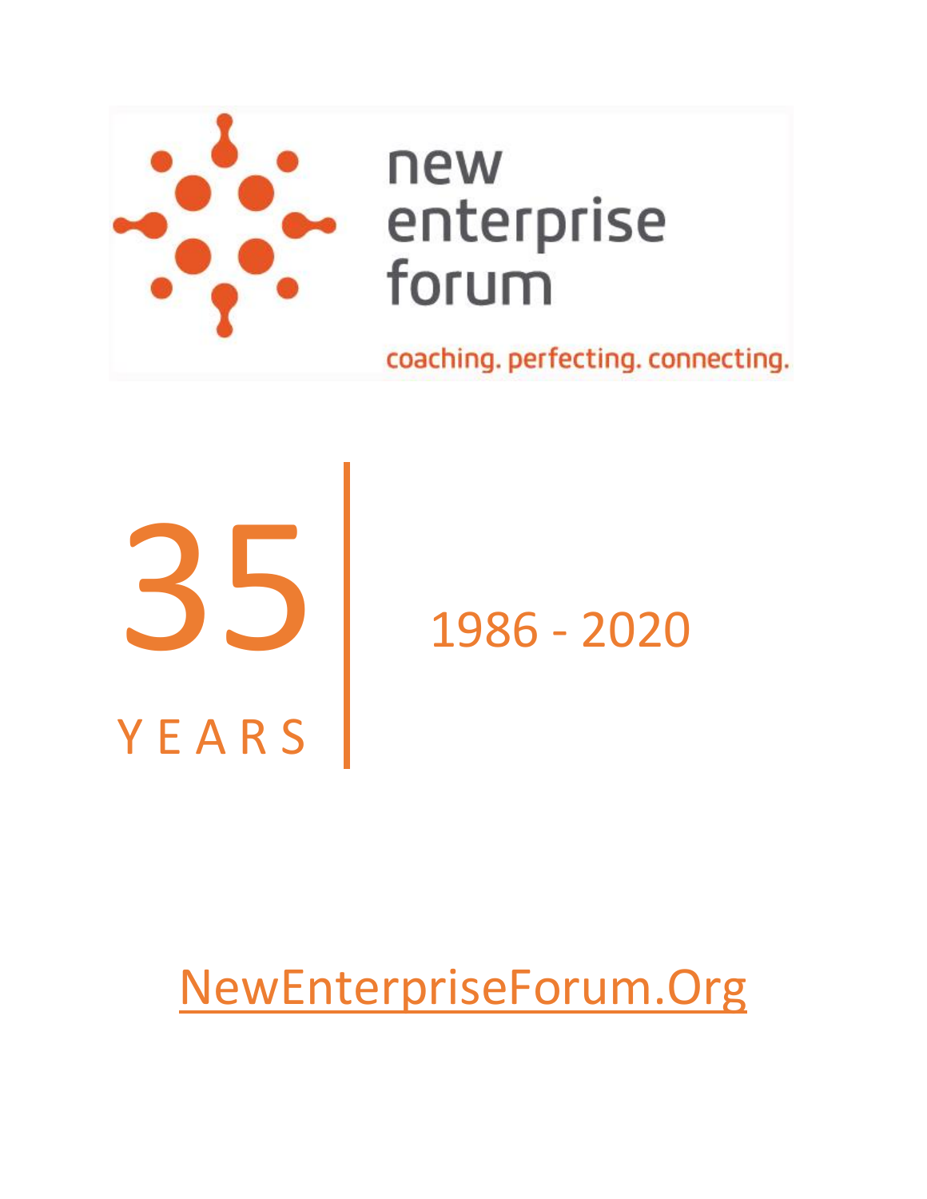# new enterprise forum

coaching. perfecting. connecting.

35 YEARS | 1986 - 2020

[NewEnterpriseForum.Org](NewEnterpriseForum.Org)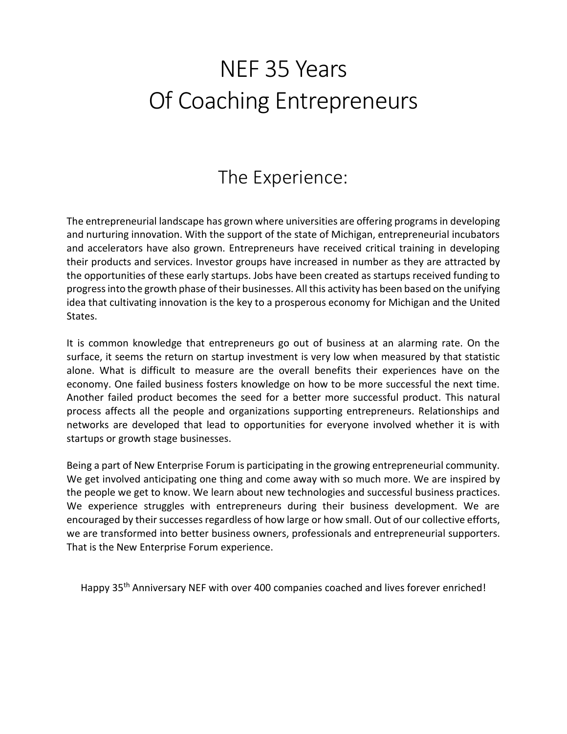# NEF 35 Years
# Of Coaching Entrepreneurs

## The Experience:

The entrepreneurial landscape has grown where universities are offering programs in developing and nurturing innovation. With the support of the state of Michigan, entrepreneurial incubators and accelerators have also grown. Entrepreneurs have received critical training in developing their products and services. Investor groups have increased in number as they are attracted by the opportunities of these early startups. Jobs have been created as startups received funding to progress into the growth phase of their businesses. All this activity has been based on the unifying idea that cultivating innovation is the key to a prosperous economy for Michigan and the United States.

It is common knowledge that entrepreneurs go out of business at an alarming rate. On the surface, it seems the return on startup investment is very low when measured by that statistic alone. What is difficult to measure are the overall benefits their experiences have on the economy. One failed business fosters knowledge on how to be more successful the next time. Another failed product becomes the seed for a better more successful product. This natural process affects all the people and organizations supporting entrepreneurs. Relationships and networks are developed that lead to opportunities for everyone involved whether it is with startups or growth stage businesses.

Being a part of New Enterprise Forum is participating in the growing entrepreneurial community. We get involved anticipating one thing and come away with so much more. We are inspired by the people we get to know. We learn about new technologies and successful business practices. We experience struggles with entrepreneurs during their business development. We are encouraged by their successes regardless of how large or how small. Out of our collective efforts, we are transformed into better business owners, professionals and entrepreneurial supporters. That is the New Enterprise Forum experience.

Happy 35th Anniversary NEF with over 400 companies coached and lives forever enriched!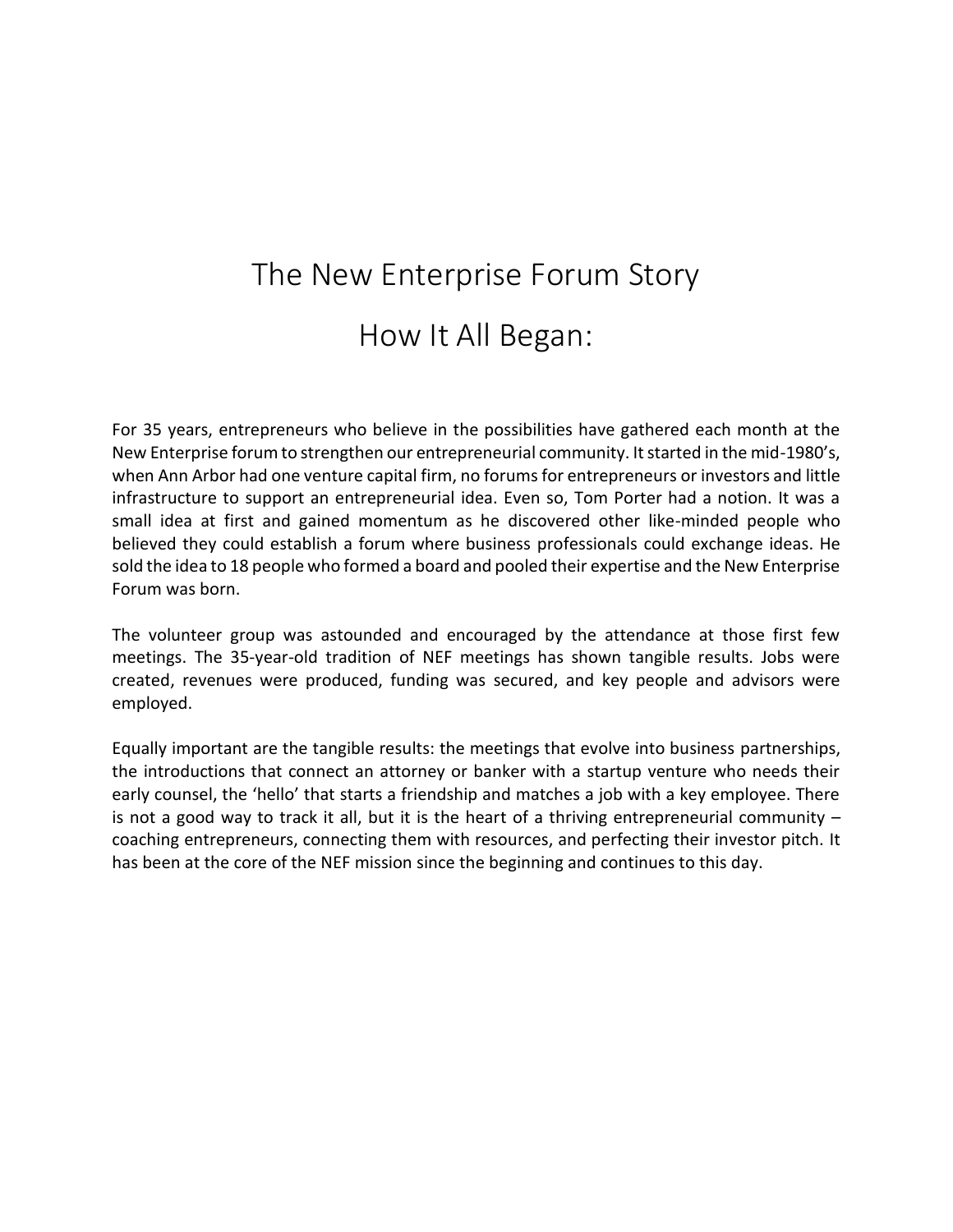# The New Enterprise Forum Story

## How It All Began:

For 35 years, entrepreneurs who believe in the possibilities have gathered each month at the New Enterprise forum to strengthen our entrepreneurial community. It started in the mid-1980's, when Ann Arbor had one venture capital firm, no forums for entrepreneurs or investors and little infrastructure to support an entrepreneurial idea. Even so, Tom Porter had a notion. It was a small idea at first and gained momentum as he discovered other like-minded people who believed they could establish a forum where business professionals could exchange ideas. He sold the idea to 18 people who formed a board and pooled their expertise and the New Enterprise Forum was born.

The volunteer group was astounded and encouraged by the attendance at those first few meetings. The 35-year-old tradition of NEF meetings has shown tangible results. Jobs were created, revenues were produced, funding was secured, and key people and advisors were employed.

Equally important are the tangible results: the meetings that evolve into business partnerships, the introductions that connect an attorney or banker with a startup venture who needs their early counsel, the 'hello' that starts a friendship and matches a job with a key employee. There is not a good way to track it all, but it is the heart of a thriving entrepreneurial community – coaching entrepreneurs, connecting them with resources, and perfecting their investor pitch. It has been at the core of the NEF mission since the beginning and continues to this day.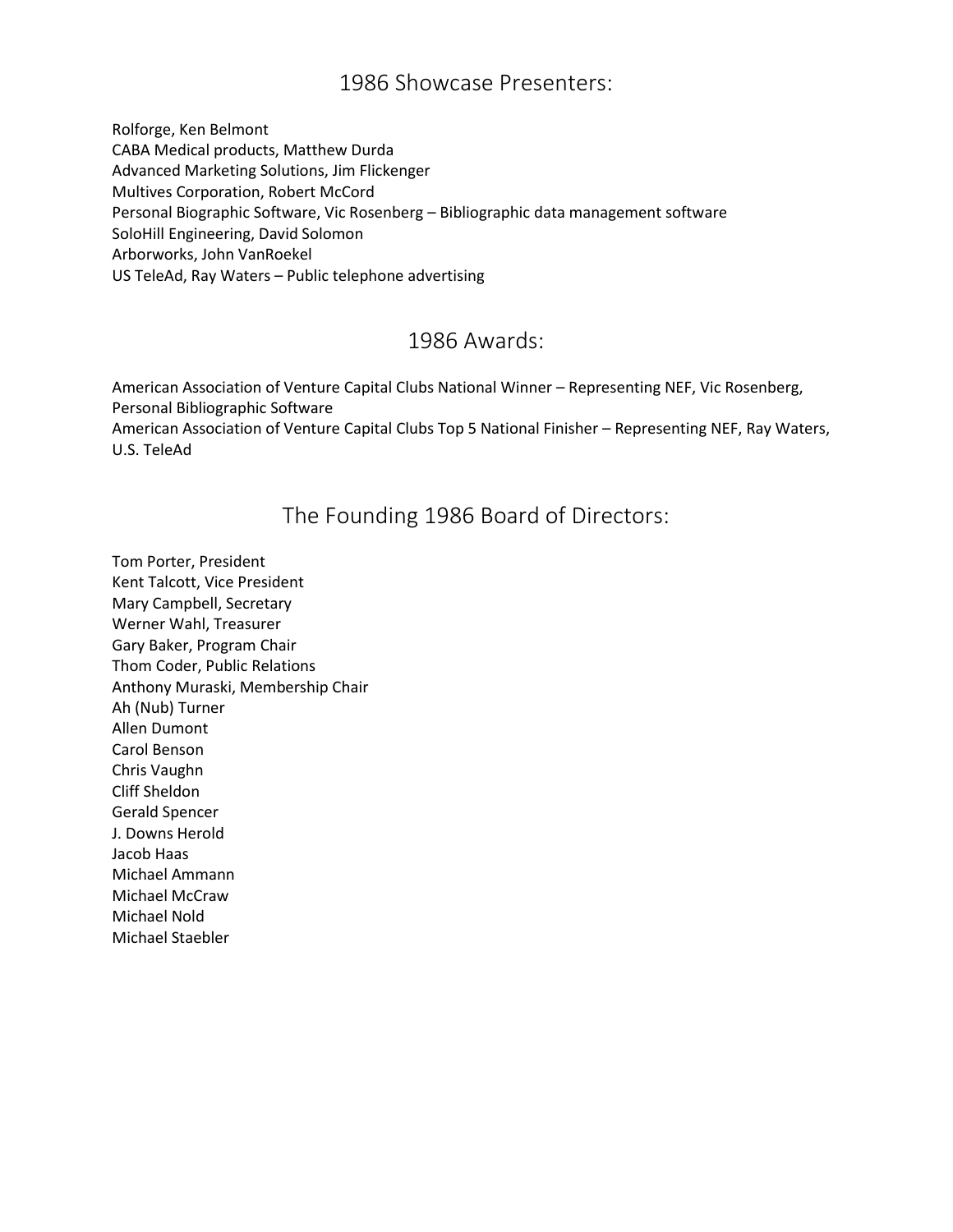## 1986 Showcase Presenters:

Rolforge, Ken Belmont
CABA Medical products, Matthew Durda
Advanced Marketing Solutions, Jim Flickenger
Multives Corporation, Robert McCord
Personal Biographic Software, Vic Rosenberg – Bibliographic data management software
SoloHill Engineering, David Solomon
Arborworks, John VanRoekel
US TeleAd, Ray Waters – Public telephone advertising

## 1986 Awards:

American Association of Venture Capital Clubs National Winner – Representing NEF, Vic Rosenberg, Personal Bibliographic Software
American Association of Venture Capital Clubs Top 5 National Finisher – Representing NEF, Ray Waters, U.S. TeleAd

## The Founding 1986 Board of Directors:

Tom Porter, President
Kent Talcott, Vice President
Mary Campbell, Secretary
Werner Wahl, Treasurer
Gary Baker, Program Chair
Thom Coder, Public Relations
Anthony Muraski, Membership Chair
Ah (Nub) Turner
Allen Dumont
Carol Benson
Chris Vaughn
Cliff Sheldon
Gerald Spencer
J. Downs Herold
Jacob Haas
Michael Ammann
Michael McCraw
Michael Nold
Michael Staebler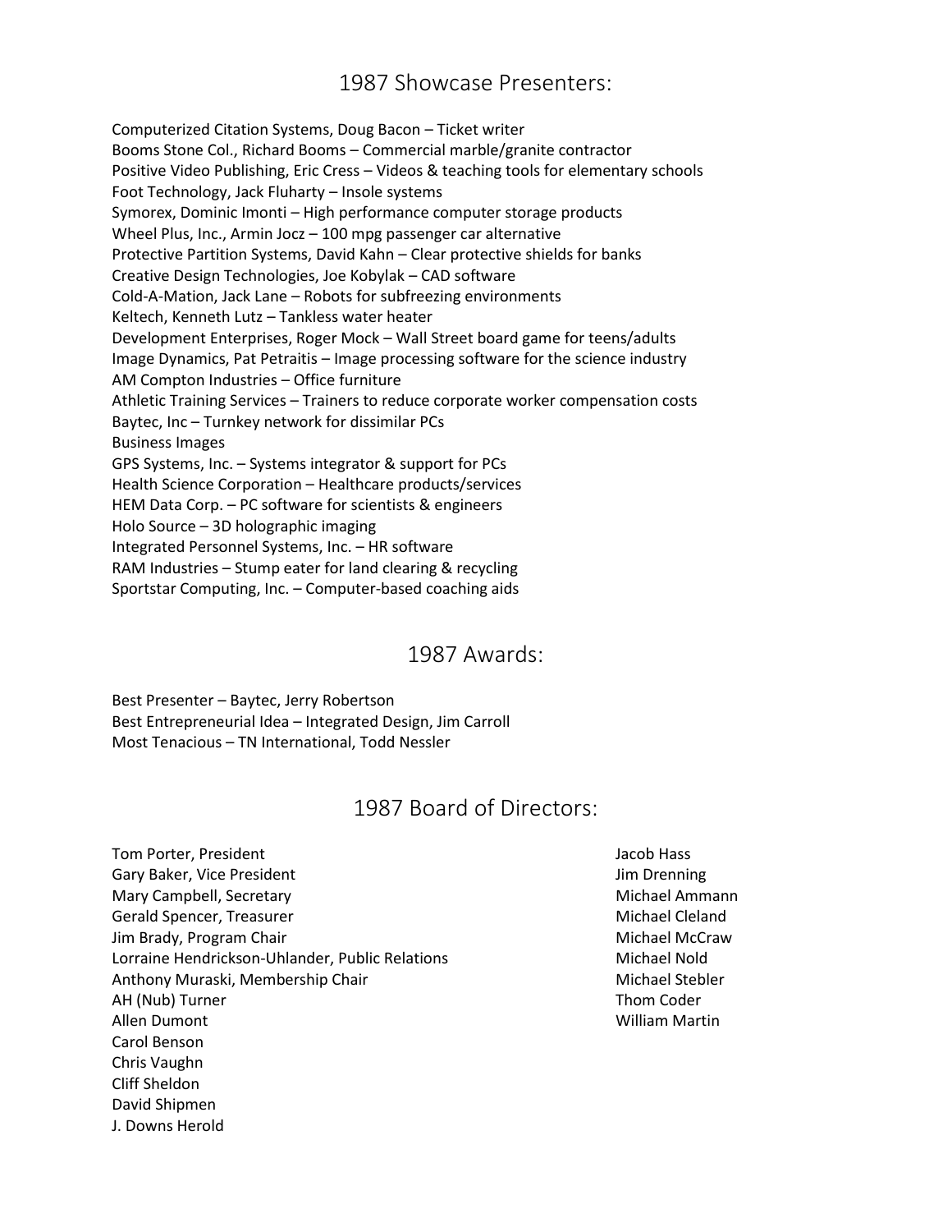## 1987 Showcase Presenters:

Computerized Citation Systems, Doug Bacon – Ticket writer
Booms Stone Col., Richard Booms – Commercial marble/granite contractor
Positive Video Publishing, Eric Cress – Videos & teaching tools for elementary schools
Foot Technology, Jack Fluharty – Insole systems
Symorex, Dominic Imonti – High performance computer storage products
Wheel Plus, Inc., Armin Jocz – 100 mpg passenger car alternative
Protective Partition Systems, David Kahn – Clear protective shields for banks
Creative Design Technologies, Joe Kobylak – CAD software
Cold-A-Mation, Jack Lane – Robots for subfreezing environments
Keltech, Kenneth Lutz – Tankless water heater
Development Enterprises, Roger Mock – Wall Street board game for teens/adults
Image Dynamics, Pat Petraitis – Image processing software for the science industry
AM Compton Industries – Office furniture
Athletic Training Services – Trainers to reduce corporate worker compensation costs
Baytec, Inc – Turnkey network for dissimilar PCs
Business Images
GPS Systems, Inc. – Systems integrator & support for PCs
Health Science Corporation – Healthcare products/services
HEM Data Corp. – PC software for scientists & engineers
Holo Source – 3D holographic imaging
Integrated Personnel Systems, Inc. – HR software
RAM Industries – Stump eater for land clearing & recycling
Sportstar Computing, Inc. – Computer-based coaching aids

## 1987 Awards:

Best Presenter – Baytec, Jerry Robertson
Best Entrepreneurial Idea – Integrated Design, Jim Carroll
Most Tenacious – TN International, Todd Nessler

## 1987 Board of Directors:

Tom Porter, President
Gary Baker, Vice President
Mary Campbell, Secretary
Gerald Spencer, Treasurer
Jim Brady, Program Chair
Lorraine Hendrickson-Uhlander, Public Relations
Anthony Muraski, Membership Chair
AH (Nub) Turner
Allen Dumont
Carol Benson
Chris Vaughn
Cliff Sheldon
David Shipmen
J. Downs Herold
Jacob Hass
Jim Drenning
Michael Ammann
Michael Cleland
Michael McCraw
Michael Nold
Michael Stebler
Thom Coder
William Martin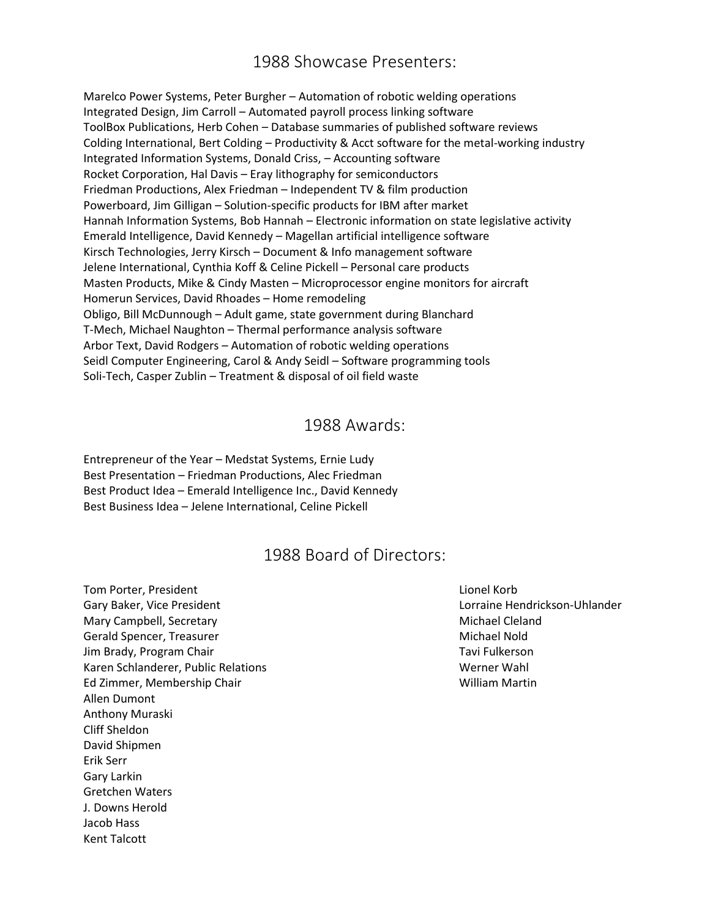## 1988 Showcase Presenters:

Marelco Power Systems, Peter Burgher – Automation of robotic welding operations
Integrated Design, Jim Carroll – Automated payroll process linking software
ToolBox Publications, Herb Cohen – Database summaries of published software reviews
Colding International, Bert Colding – Productivity & Acct software for the metal-working industry
Integrated Information Systems, Donald Criss, – Accounting software
Rocket Corporation, Hal Davis – Eray lithography for semiconductors
Friedman Productions, Alex Friedman – Independent TV & film production
Powerboard, Jim Gilligan – Solution-specific products for IBM after market
Hannah Information Systems, Bob Hannah – Electronic information on state legislative activity
Emerald Intelligence, David Kennedy – Magellan artificial intelligence software
Kirsch Technologies, Jerry Kirsch – Document & Info management software
Jelene International, Cynthia Koff & Celine Pickell – Personal care products
Masten Products, Mike & Cindy Masten – Microprocessor engine monitors for aircraft
Homerun Services, David Rhoades – Home remodeling
Obligo, Bill McDunnough – Adult game, state government during Blanchard
T-Mech, Michael Naughton – Thermal performance analysis software
Arbor Text, David Rodgers – Automation of robotic welding operations
Seidl Computer Engineering, Carol & Andy Seidl – Software programming tools
Soli-Tech, Casper Zublin – Treatment & disposal of oil field waste

## 1988 Awards:

Entrepreneur of the Year – Medstat Systems, Ernie Ludy
Best Presentation – Friedman Productions, Alec Friedman
Best Product Idea – Emerald Intelligence Inc., David Kennedy
Best Business Idea – Jelene International, Celine Pickell

## 1988 Board of Directors:

Tom Porter, President
Gary Baker, Vice President
Mary Campbell, Secretary
Gerald Spencer, Treasurer
Jim Brady, Program Chair
Karen Schlanderer, Public Relations
Ed Zimmer, Membership Chair
Allen Dumont
Anthony Muraski
Cliff Sheldon
David Shipmen
Erik Serr
Gary Larkin
Gretchen Waters
J. Downs Herold
Jacob Hass
Kent Talcott
Lionel Korb
Lorraine Hendrickson-Uhlander
Michael Cleland
Michael Nold
Tavi Fulkerson
Werner Wahl
William Martin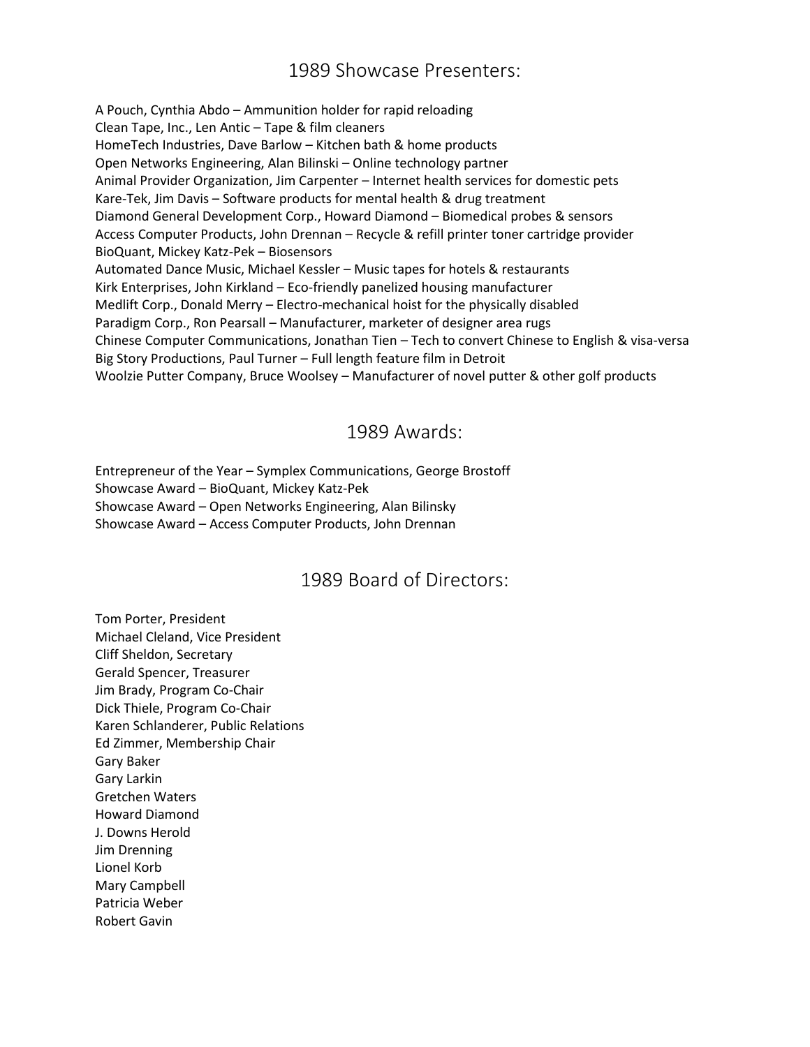## 1989 Showcase Presenters:

A Pouch, Cynthia Abdo – Ammunition holder for rapid reloading
Clean Tape, Inc., Len Antic – Tape & film cleaners
HomeTech Industries, Dave Barlow – Kitchen bath & home products
Open Networks Engineering, Alan Bilinski – Online technology partner
Animal Provider Organization, Jim Carpenter – Internet health services for domestic pets
Kare-Tek, Jim Davis – Software products for mental health & drug treatment
Diamond General Development Corp., Howard Diamond – Biomedical probes & sensors
Access Computer Products, John Drennan – Recycle & refill printer toner cartridge provider
BioQuant, Mickey Katz-Pek – Biosensors
Automated Dance Music, Michael Kessler – Music tapes for hotels & restaurants
Kirk Enterprises, John Kirkland – Eco-friendly panelized housing manufacturer
Medlift Corp., Donald Merry – Electro-mechanical hoist for the physically disabled
Paradigm Corp., Ron Pearsall – Manufacturer, marketer of designer area rugs
Chinese Computer Communications, Jonathan Tien – Tech to convert Chinese to English & visa-versa
Big Story Productions, Paul Turner – Full length feature film in Detroit
Woolzie Putter Company, Bruce Woolsey – Manufacturer of novel putter & other golf products

## 1989 Awards:

Entrepreneur of the Year – Symplex Communications, George Brostoff
Showcase Award – BioQuant, Mickey Katz-Pek
Showcase Award – Open Networks Engineering, Alan Bilinsky
Showcase Award – Access Computer Products, John Drennan

## 1989 Board of Directors:

Tom Porter, President
Michael Cleland, Vice President
Cliff Sheldon, Secretary
Gerald Spencer, Treasurer
Jim Brady, Program Co-Chair
Dick Thiele, Program Co-Chair
Karen Schlanderer, Public Relations
Ed Zimmer, Membership Chair
Gary Baker
Gary Larkin
Gretchen Waters
Howard Diamond
J. Downs Herold
Jim Drenning
Lionel Korb
Mary Campbell
Patricia Weber
Robert Gavin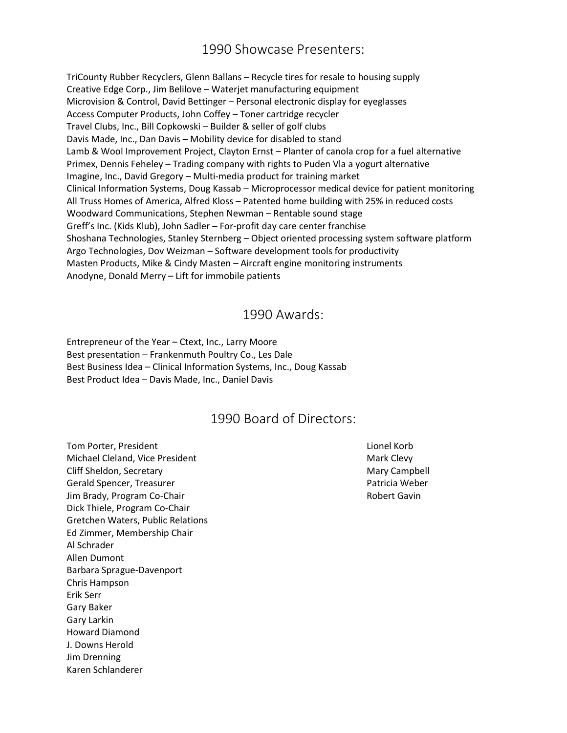## 1990 Showcase Presenters:

TriCounty Rubber Recyclers, Glenn Ballans – Recycle tires for resale to housing supply
Creative Edge Corp., Jim Belilove – Waterjet manufacturing equipment
Microvision & Control, David Bettinger – Personal electronic display for eyeglasses
Access Computer Products, John Coffey – Toner cartridge recycler
Travel Clubs, Inc., Bill Copkowski – Builder & seller of golf clubs
Davis Made, Inc., Dan Davis – Mobility device for disabled to stand
Lamb & Wool Improvement Project, Clayton Ernst – Planter of canola crop for a fuel alternative
Primex, Dennis Feheley – Trading company with rights to Puden Vla a yogurt alternative
Imagine, Inc., David Gregory – Multi-media product for training market
Clinical Information Systems, Doug Kassab – Microprocessor medical device for patient monitoring
All Truss Homes of America, Alfred Kloss – Patented home building with 25% in reduced costs
Woodward Communications, Stephen Newman – Rentable sound stage
Greff's Inc. (Kids Klub), John Sadler – For-profit day care center franchise
Shoshana Technologies, Stanley Sternberg – Object oriented processing system software platform
Argo Technologies, Dov Weizman – Software development tools for productivity
Masten Products, Mike & Cindy Masten – Aircraft engine monitoring instruments
Anodyne, Donald Merry – Lift for immobile patients

## 1990 Awards:

Entrepreneur of the Year – Ctext, Inc., Larry Moore
Best presentation – Frankenmuth Poultry Co., Les Dale
Best Business Idea – Clinical Information Systems, Inc., Doug Kassab
Best Product Idea – Davis Made, Inc., Daniel Davis

## 1990 Board of Directors:

Tom Porter, President
Michael Cleland, Vice President
Cliff Sheldon, Secretary
Gerald Spencer, Treasurer
Jim Brady, Program Co-Chair
Dick Thiele, Program Co-Chair
Gretchen Waters, Public Relations
Ed Zimmer, Membership Chair
Al Schrader
Allen Dumont
Barbara Sprague-Davenport
Chris Hampson
Erik Serr
Gary Baker
Gary Larkin
Howard Diamond
J. Downs Herold
Jim Drenning
Karen Schlanderer
Lionel Korb
Mark Clevy
Mary Campbell
Patricia Weber
Robert Gavin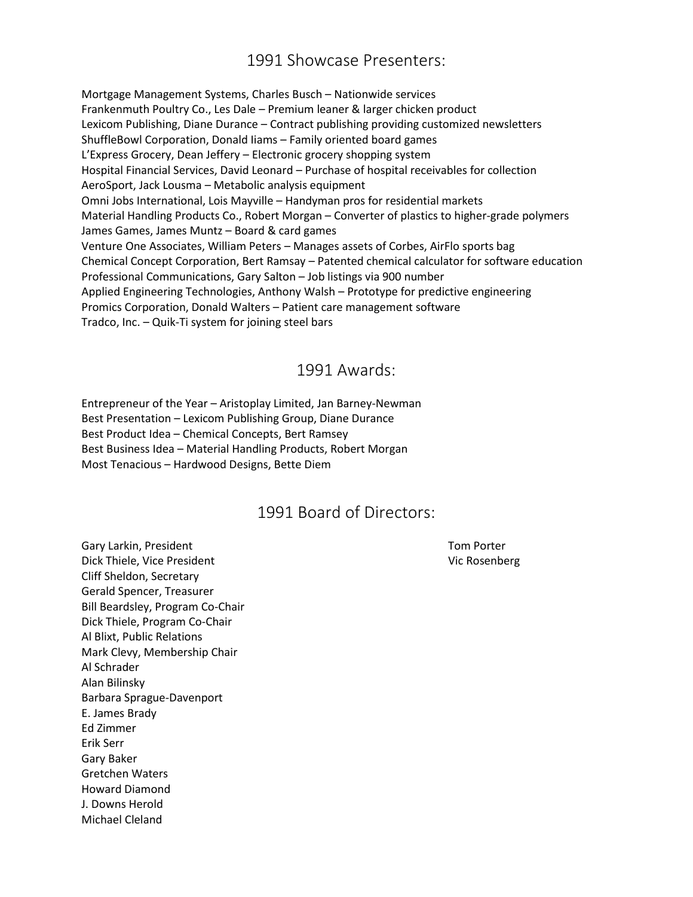## 1991 Showcase Presenters:

Mortgage Management Systems, Charles Busch – Nationwide services
Frankenmuth Poultry Co., Les Dale – Premium leaner & larger chicken product
Lexicom Publishing, Diane Durance – Contract publishing providing customized newsletters
ShuffleBowl Corporation, Donald Iiams – Family oriented board games
L'Express Grocery, Dean Jeffery – Electronic grocery shopping system
Hospital Financial Services, David Leonard – Purchase of hospital receivables for collection
AeroSport, Jack Lousma – Metabolic analysis equipment
Omni Jobs International, Lois Mayville – Handyman pros for residential markets
Material Handling Products Co., Robert Morgan – Converter of plastics to higher-grade polymers
James Games, James Muntz – Board & card games
Venture One Associates, William Peters – Manages assets of Corbes, AirFlo sports bag
Chemical Concept Corporation, Bert Ramsay – Patented chemical calculator for software education
Professional Communications, Gary Salton – Job listings via 900 number
Applied Engineering Technologies, Anthony Walsh – Prototype for predictive engineering
Promics Corporation, Donald Walters – Patient care management software
Tradco, Inc. – Quik-Ti system for joining steel bars

## 1991 Awards:

Entrepreneur of the Year – Aristoplay Limited, Jan Barney-Newman
Best Presentation – Lexicom Publishing Group, Diane Durance
Best Product Idea – Chemical Concepts, Bert Ramsey
Best Business Idea – Material Handling Products, Robert Morgan
Most Tenacious – Hardwood Designs, Bette Diem

## 1991 Board of Directors:

Gary Larkin, President
Dick Thiele, Vice President
Cliff Sheldon, Secretary
Gerald Spencer, Treasurer
Bill Beardsley, Program Co-Chair
Dick Thiele, Program Co-Chair
Al Blixt, Public Relations
Mark Clevy, Membership Chair
Al Schrader
Alan Bilinsky
Barbara Sprague-Davenport
E. James Brady
Ed Zimmer
Erik Serr
Gary Baker
Gretchen Waters
Howard Diamond
J. Downs Herold
Michael Cleland
Tom Porter
Vic Rosenberg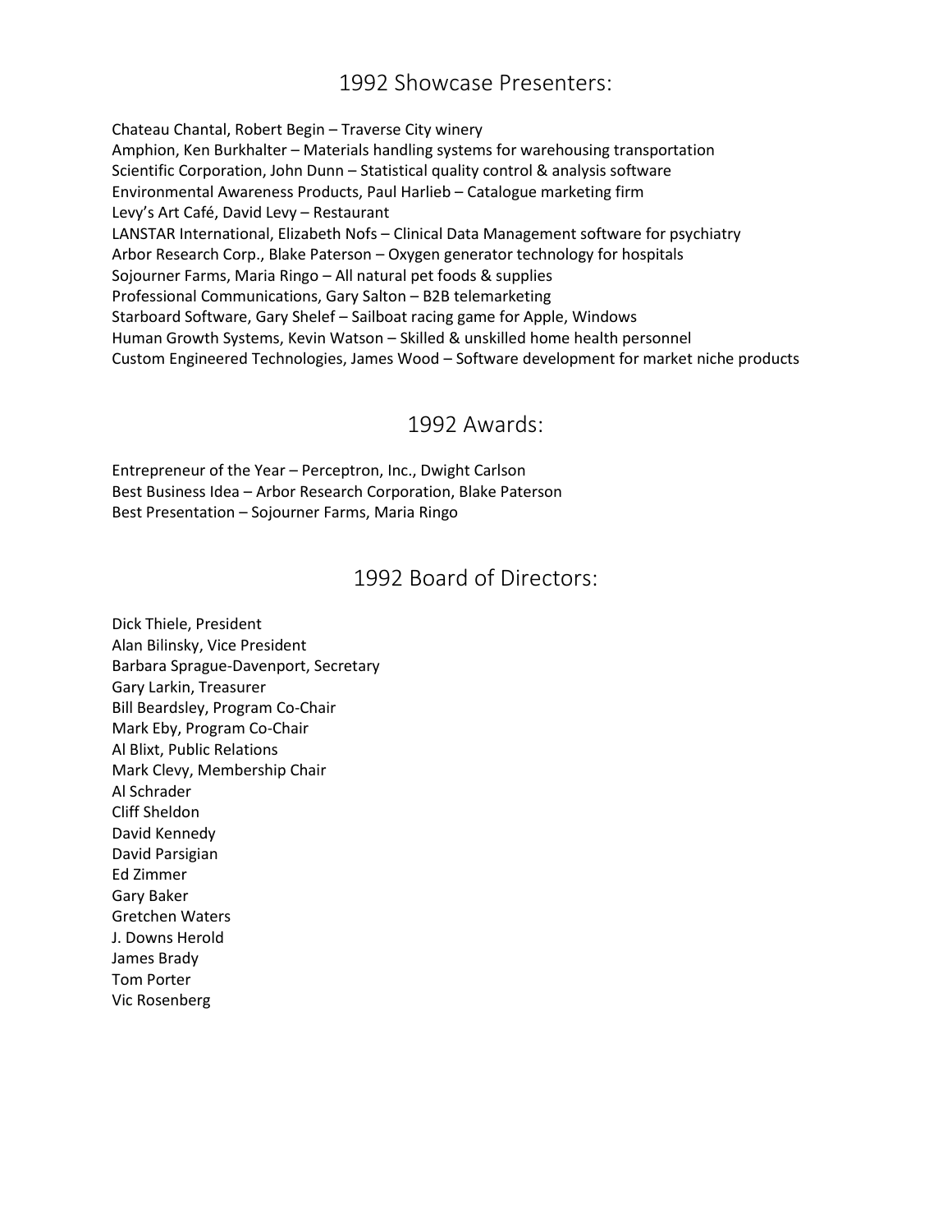## 1992 Showcase Presenters:

Chateau Chantal, Robert Begin – Traverse City winery
Amphion, Ken Burkhalter – Materials handling systems for warehousing transportation
Scientific Corporation, John Dunn – Statistical quality control & analysis software
Environmental Awareness Products, Paul Harlieb – Catalogue marketing firm
Levy's Art Café, David Levy – Restaurant
LANSTAR International, Elizabeth Nofs – Clinical Data Management software for psychiatry
Arbor Research Corp., Blake Paterson – Oxygen generator technology for hospitals
Sojourner Farms, Maria Ringo – All natural pet foods & supplies
Professional Communications, Gary Salton – B2B telemarketing
Starboard Software, Gary Shelef – Sailboat racing game for Apple, Windows
Human Growth Systems, Kevin Watson – Skilled & unskilled home health personnel
Custom Engineered Technologies, James Wood – Software development for market niche products

## 1992 Awards:

Entrepreneur of the Year – Perceptron, Inc., Dwight Carlson
Best Business Idea – Arbor Research Corporation, Blake Paterson
Best Presentation – Sojourner Farms, Maria Ringo

## 1992 Board of Directors:

Dick Thiele, President
Alan Bilinsky, Vice President
Barbara Sprague-Davenport, Secretary
Gary Larkin, Treasurer
Bill Beardsley, Program Co-Chair
Mark Eby, Program Co-Chair
Al Blixt, Public Relations
Mark Clevy, Membership Chair
Al Schrader
Cliff Sheldon
David Kennedy
David Parsigian
Ed Zimmer
Gary Baker
Gretchen Waters
J. Downs Herold
James Brady
Tom Porter
Vic Rosenberg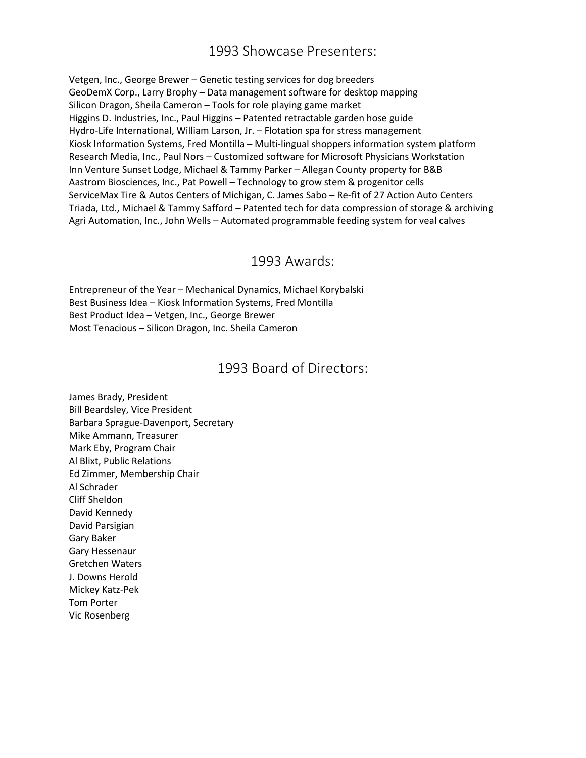## 1993 Showcase Presenters:

Vetgen, Inc., George Brewer – Genetic testing services for dog breeders
GeoDemX Corp., Larry Brophy – Data management software for desktop mapping
Silicon Dragon, Sheila Cameron – Tools for role playing game market
Higgins D. Industries, Inc., Paul Higgins – Patented retractable garden hose guide
Hydro-Life International, William Larson, Jr. – Flotation spa for stress management
Kiosk Information Systems, Fred Montilla – Multi-lingual shoppers information system platform
Research Media, Inc., Paul Nors – Customized software for Microsoft Physicians Workstation
Inn Venture Sunset Lodge, Michael & Tammy Parker – Allegan County property for B&B
Aastrom Biosciences, Inc., Pat Powell – Technology to grow stem & progenitor cells
ServiceMax Tire & Autos Centers of Michigan, C. James Sabo – Re-fit of 27 Action Auto Centers
Triada, Ltd., Michael & Tammy Safford – Patented tech for data compression of storage & archiving
Agri Automation, Inc., John Wells – Automated programmable feeding system for veal calves

## 1993 Awards:

Entrepreneur of the Year – Mechanical Dynamics, Michael Korybalski
Best Business Idea – Kiosk Information Systems, Fred Montilla
Best Product Idea – Vetgen, Inc., George Brewer
Most Tenacious – Silicon Dragon, Inc. Sheila Cameron

## 1993 Board of Directors:

James Brady, President
Bill Beardsley, Vice President
Barbara Sprague-Davenport, Secretary
Mike Ammann, Treasurer
Mark Eby, Program Chair
Al Blixt, Public Relations
Ed Zimmer, Membership Chair
Al Schrader
Cliff Sheldon
David Kennedy
David Parsigian
Gary Baker
Gary Hessenaur
Gretchen Waters
J. Downs Herold
Mickey Katz-Pek
Tom Porter
Vic Rosenberg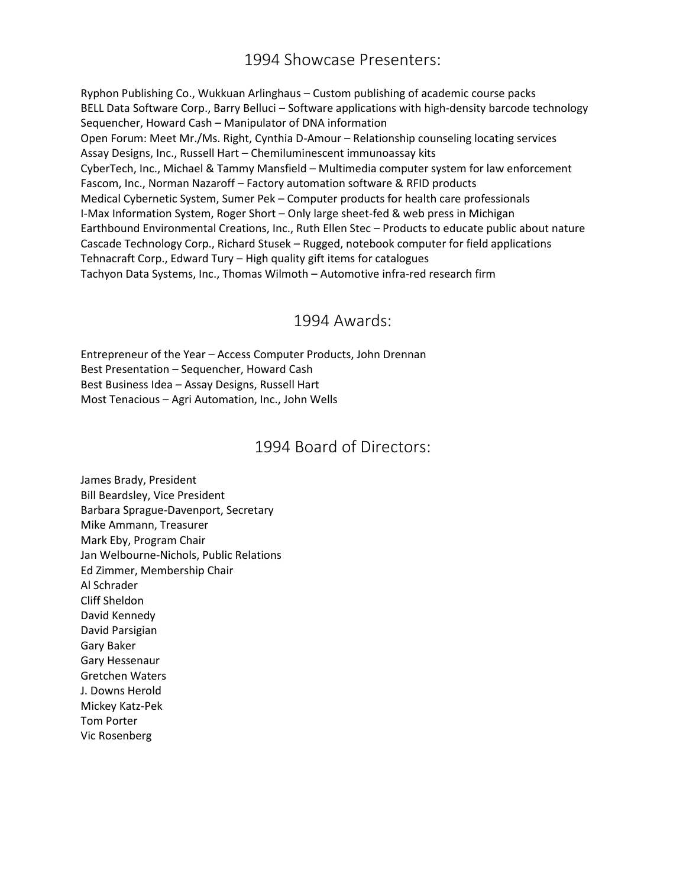## 1994 Showcase Presenters:

Ryphon Publishing Co., Wukkuan Arlinghaus – Custom publishing of academic course packs
BELL Data Software Corp., Barry Belluci – Software applications with high-density barcode technology
Sequencher, Howard Cash – Manipulator of DNA information
Open Forum: Meet Mr./Ms. Right, Cynthia D-Amour – Relationship counseling locating services
Assay Designs, Inc., Russell Hart – Chemiluminescent immunoassay kits
CyberTech, Inc., Michael & Tammy Mansfield – Multimedia computer system for law enforcement
Fascom, Inc., Norman Nazaroff – Factory automation software & RFID products
Medical Cybernetic System, Sumer Pek – Computer products for health care professionals
I-Max Information System, Roger Short – Only large sheet-fed & web press in Michigan
Earthbound Environmental Creations, Inc., Ruth Ellen Stec – Products to educate public about nature
Cascade Technology Corp., Richard Stusek – Rugged, notebook computer for field applications
Tehnacraft Corp., Edward Tury – High quality gift items for catalogues
Tachyon Data Systems, Inc., Thomas Wilmoth – Automotive infra-red research firm

## 1994 Awards:

Entrepreneur of the Year – Access Computer Products, John Drennan
Best Presentation – Sequencher, Howard Cash
Best Business Idea – Assay Designs, Russell Hart
Most Tenacious – Agri Automation, Inc., John Wells

## 1994 Board of Directors:

James Brady, President
Bill Beardsley, Vice President
Barbara Sprague-Davenport, Secretary
Mike Ammann, Treasurer
Mark Eby, Program Chair
Jan Welbourne-Nichols, Public Relations
Ed Zimmer, Membership Chair
Al Schrader
Cliff Sheldon
David Kennedy
David Parsigian
Gary Baker
Gary Hessenaur
Gretchen Waters
J. Downs Herold
Mickey Katz-Pek
Tom Porter
Vic Rosenberg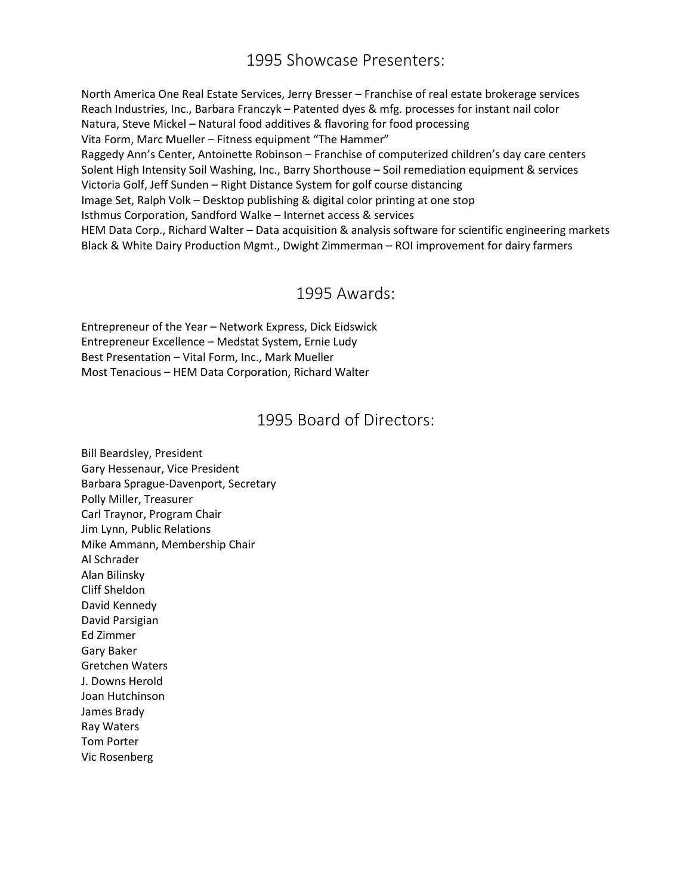## 1995 Showcase Presenters:

North America One Real Estate Services, Jerry Bresser – Franchise of real estate brokerage services
Reach Industries, Inc., Barbara Franczyk – Patented dyes & mfg. processes for instant nail color
Natura, Steve Mickel – Natural food additives & flavoring for food processing
Vita Form, Marc Mueller – Fitness equipment "The Hammer"
Raggedy Ann's Center, Antoinette Robinson – Franchise of computerized children's day care centers
Solent High Intensity Soil Washing, Inc., Barry Shorthouse – Soil remediation equipment & services
Victoria Golf, Jeff Sunden – Right Distance System for golf course distancing
Image Set, Ralph Volk – Desktop publishing & digital color printing at one stop
Isthmus Corporation, Sandford Walke – Internet access & services
HEM Data Corp., Richard Walter – Data acquisition & analysis software for scientific engineering markets
Black & White Dairy Production Mgmt., Dwight Zimmerman – ROI improvement for dairy farmers

## 1995 Awards:

Entrepreneur of the Year – Network Express, Dick Eidswick
Entrepreneur Excellence – Medstat System, Ernie Ludy
Best Presentation – Vital Form, Inc., Mark Mueller
Most Tenacious – HEM Data Corporation, Richard Walter

## 1995 Board of Directors:

Bill Beardsley, President
Gary Hessenaur, Vice President
Barbara Sprague-Davenport, Secretary
Polly Miller, Treasurer
Carl Traynor, Program Chair
Jim Lynn, Public Relations
Mike Ammann, Membership Chair
Al Schrader
Alan Bilinsky
Cliff Sheldon
David Kennedy
David Parsigian
Ed Zimmer
Gary Baker
Gretchen Waters
J. Downs Herold
Joan Hutchinson
James Brady
Ray Waters
Tom Porter
Vic Rosenberg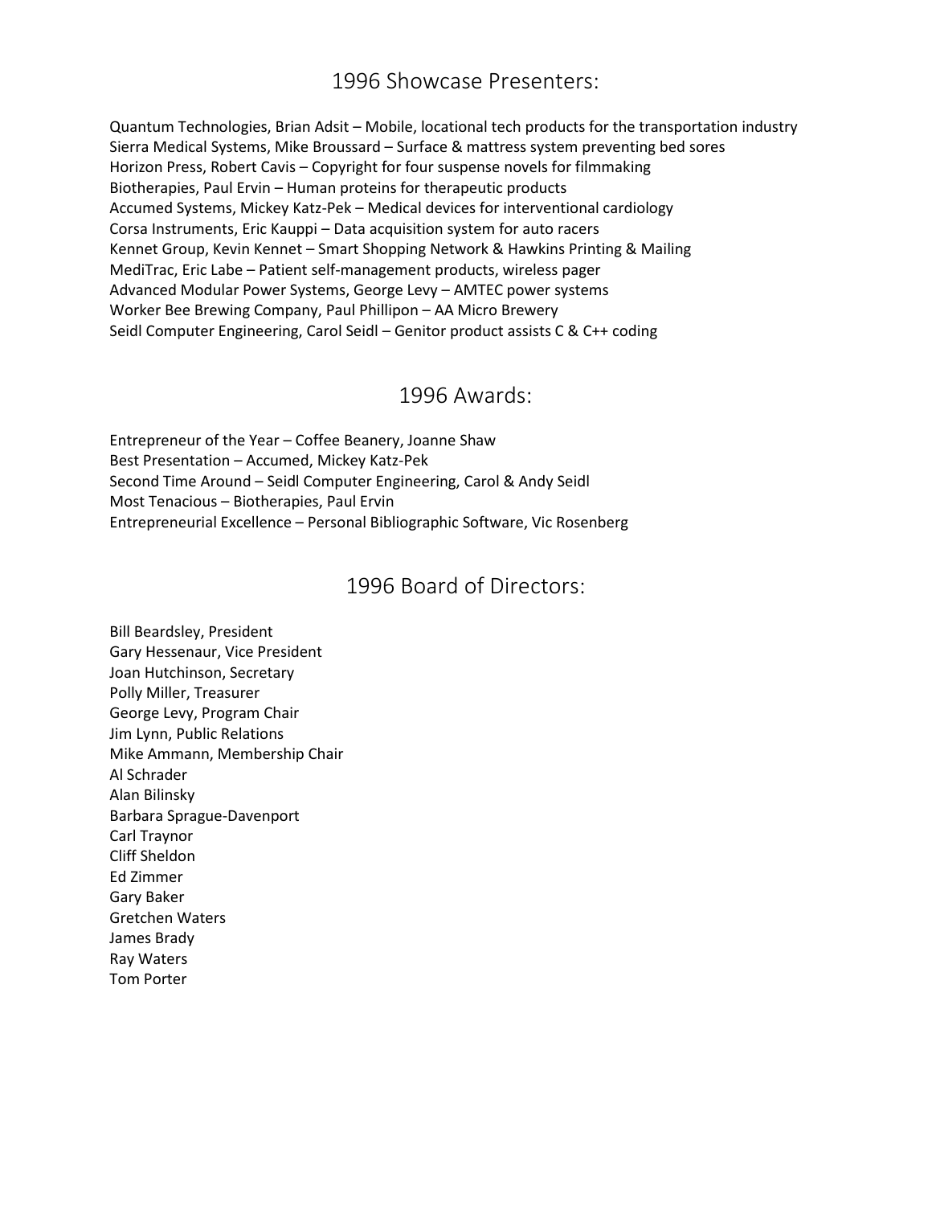## 1996 Showcase Presenters:

Quantum Technologies, Brian Adsit – Mobile, locational tech products for the transportation industry
Sierra Medical Systems, Mike Broussard – Surface & mattress system preventing bed sores
Horizon Press, Robert Cavis – Copyright for four suspense novels for filmmaking
Biotherapies, Paul Ervin – Human proteins for therapeutic products
Accumed Systems, Mickey Katz-Pek – Medical devices for interventional cardiology
Corsa Instruments, Eric Kauppi – Data acquisition system for auto racers
Kennet Group, Kevin Kennet – Smart Shopping Network & Hawkins Printing & Mailing
MediTrac, Eric Labe – Patient self-management products, wireless pager
Advanced Modular Power Systems, George Levy – AMTEC power systems
Worker Bee Brewing Company, Paul Phillipon – AA Micro Brewery
Seidl Computer Engineering, Carol Seidl – Genitor product assists C & C++ coding

## 1996 Awards:

Entrepreneur of the Year – Coffee Beanery, Joanne Shaw
Best Presentation – Accumed, Mickey Katz-Pek
Second Time Around – Seidl Computer Engineering, Carol & Andy Seidl
Most Tenacious – Biotherapies, Paul Ervin
Entrepreneurial Excellence – Personal Bibliographic Software, Vic Rosenberg

## 1996 Board of Directors:

Bill Beardsley, President
Gary Hessenaur, Vice President
Joan Hutchinson, Secretary
Polly Miller, Treasurer
George Levy, Program Chair
Jim Lynn, Public Relations
Mike Ammann, Membership Chair
Al Schrader
Alan Bilinsky
Barbara Sprague-Davenport
Carl Traynor
Cliff Sheldon
Ed Zimmer
Gary Baker
Gretchen Waters
James Brady
Ray Waters
Tom Porter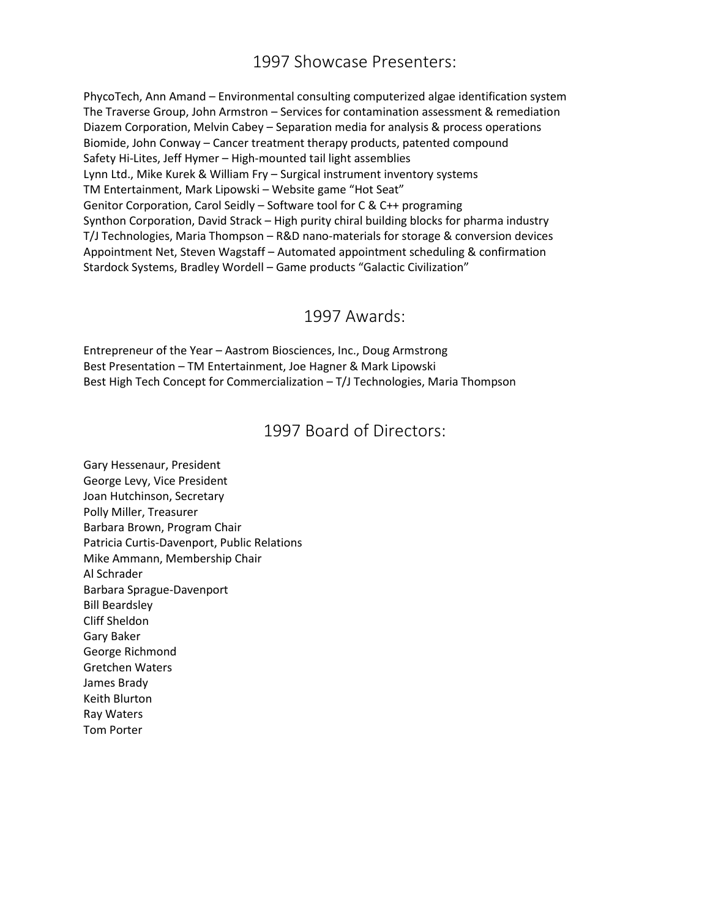## 1997 Showcase Presenters:

PhycoTech, Ann Amand – Environmental consulting computerized algae identification system
The Traverse Group, John Armstron – Services for contamination assessment & remediation
Diazem Corporation, Melvin Cabey – Separation media for analysis & process operations
Biomide, John Conway – Cancer treatment therapy products, patented compound
Safety Hi-Lites, Jeff Hymer – High-mounted tail light assemblies
Lynn Ltd., Mike Kurek & William Fry – Surgical instrument inventory systems
TM Entertainment, Mark Lipowski – Website game "Hot Seat"
Genitor Corporation, Carol Seidly – Software tool for C & C++ programing
Synthon Corporation, David Strack – High purity chiral building blocks for pharma industry
T/J Technologies, Maria Thompson – R&D nano-materials for storage & conversion devices
Appointment Net, Steven Wagstaff – Automated appointment scheduling & confirmation
Stardock Systems, Bradley Wordell – Game products "Galactic Civilization"

## 1997 Awards:

Entrepreneur of the Year – Aastrom Biosciences, Inc., Doug Armstrong
Best Presentation – TM Entertainment, Joe Hagner & Mark Lipowski
Best High Tech Concept for Commercialization – T/J Technologies, Maria Thompson

## 1997 Board of Directors:

Gary Hessenaur, President
George Levy, Vice President
Joan Hutchinson, Secretary
Polly Miller, Treasurer
Barbara Brown, Program Chair
Patricia Curtis-Davenport, Public Relations
Mike Ammann, Membership Chair
Al Schrader
Barbara Sprague-Davenport
Bill Beardsley
Cliff Sheldon
Gary Baker
George Richmond
Gretchen Waters
James Brady
Keith Blurton
Ray Waters
Tom Porter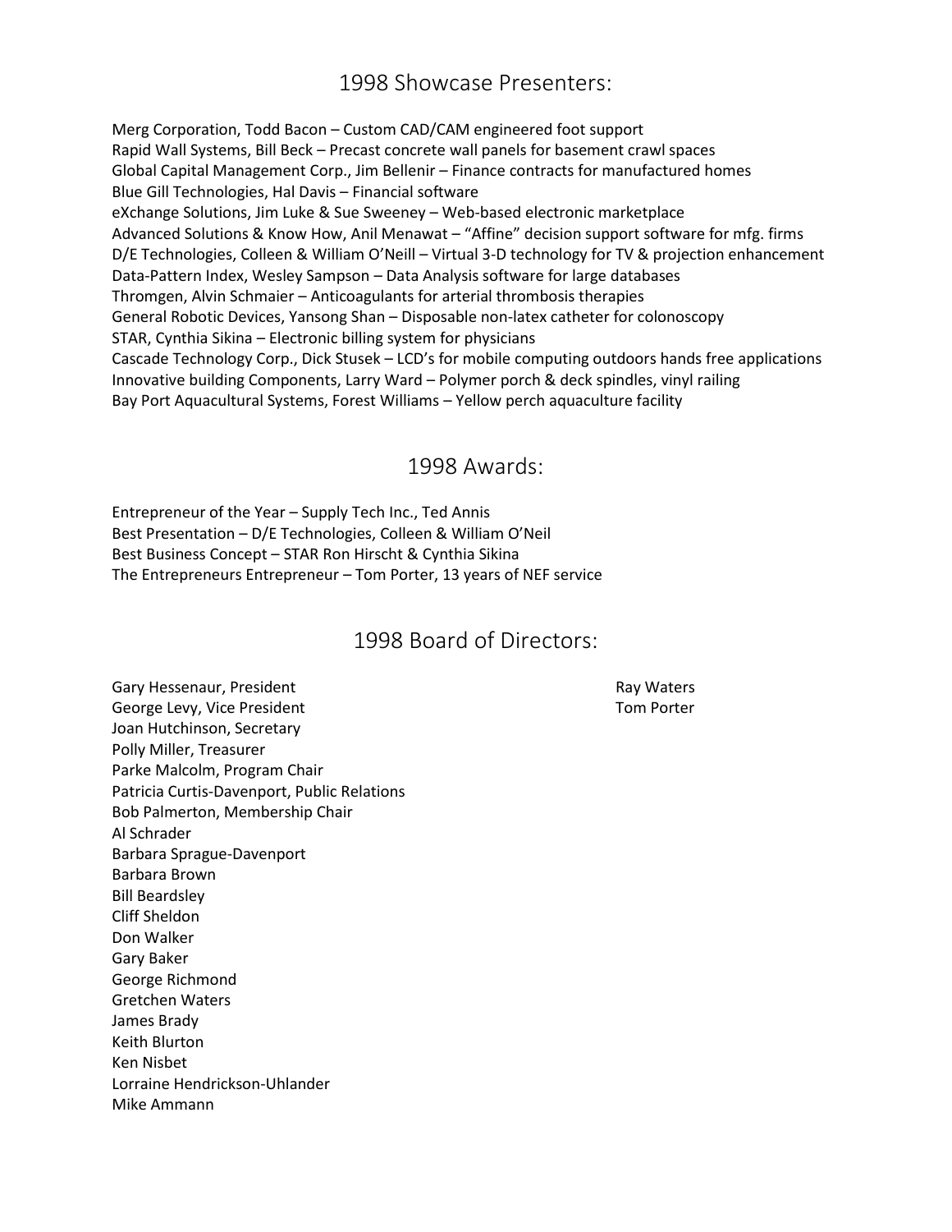## 1998 Showcase Presenters:

Merg Corporation, Todd Bacon – Custom CAD/CAM engineered foot support
Rapid Wall Systems, Bill Beck – Precast concrete wall panels for basement crawl spaces
Global Capital Management Corp., Jim Bellenir – Finance contracts for manufactured homes
Blue Gill Technologies, Hal Davis – Financial software
eXchange Solutions, Jim Luke & Sue Sweeney – Web-based electronic marketplace
Advanced Solutions & Know How, Anil Menawat – "Affine" decision support software for mfg. firms
D/E Technologies, Colleen & William O'Neill – Virtual 3-D technology for TV & projection enhancement
Data-Pattern Index, Wesley Sampson – Data Analysis software for large databases
Thromgen, Alvin Schmaier – Anticoagulants for arterial thrombosis therapies
General Robotic Devices, Yansong Shan – Disposable non-latex catheter for colonoscopy
STAR, Cynthia Sikina – Electronic billing system for physicians
Cascade Technology Corp., Dick Stusek – LCD's for mobile computing outdoors hands free applications
Innovative building Components, Larry Ward – Polymer porch & deck spindles, vinyl railing
Bay Port Aquacultural Systems, Forest Williams – Yellow perch aquaculture facility

## 1998 Awards:

Entrepreneur of the Year – Supply Tech Inc., Ted Annis
Best Presentation – D/E Technologies, Colleen & William O'Neil
Best Business Concept – STAR Ron Hirscht & Cynthia Sikina
The Entrepreneurs Entrepreneur – Tom Porter, 13 years of NEF service

## 1998 Board of Directors:

Gary Hessenaur, President
George Levy, Vice President
Joan Hutchinson, Secretary
Polly Miller, Treasurer
Parke Malcolm, Program Chair
Patricia Curtis-Davenport, Public Relations
Bob Palmerton, Membership Chair
Al Schrader
Barbara Sprague-Davenport
Barbara Brown
Bill Beardsley
Cliff Sheldon
Don Walker
Gary Baker
George Richmond
Gretchen Waters
James Brady
Keith Blurton
Ken Nisbet
Lorraine Hendrickson-Uhlander
Mike Ammann
Ray Waters
Tom Porter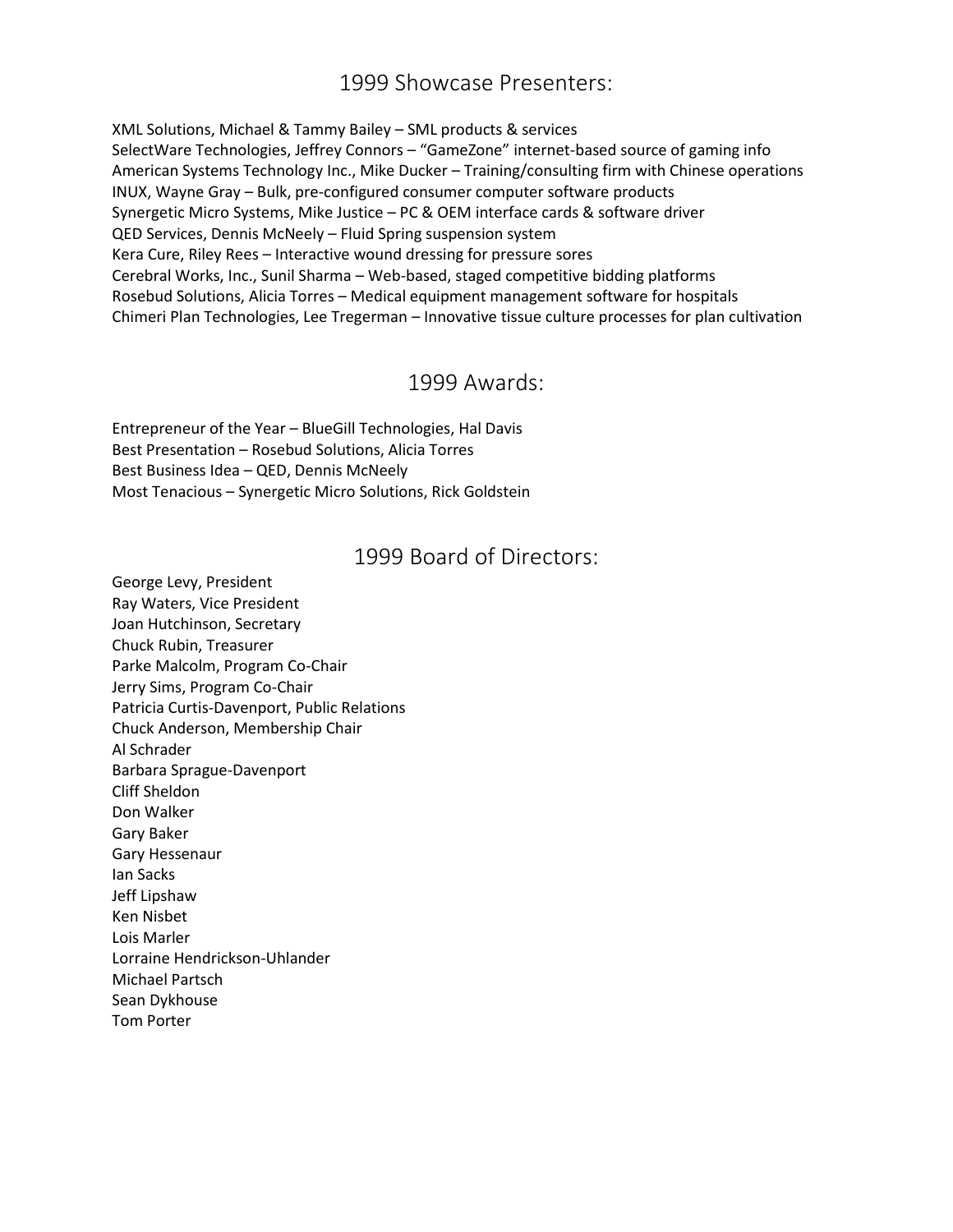## 1999 Showcase Presenters:

XML Solutions, Michael & Tammy Bailey – SML products & services
SelectWare Technologies, Jeffrey Connors – "GameZone" internet-based source of gaming info
American Systems Technology Inc., Mike Ducker – Training/consulting firm with Chinese operations
INUX, Wayne Gray – Bulk, pre-configured consumer computer software products
Synergetic Micro Systems, Mike Justice – PC & OEM interface cards & software driver
QED Services, Dennis McNeely – Fluid Spring suspension system
Kera Cure, Riley Rees – Interactive wound dressing for pressure sores
Cerebral Works, Inc., Sunil Sharma – Web-based, staged competitive bidding platforms
Rosebud Solutions, Alicia Torres – Medical equipment management software for hospitals
Chimeri Plan Technologies, Lee Tregerman – Innovative tissue culture processes for plan cultivation

## 1999 Awards:

Entrepreneur of the Year – BlueGill Technologies, Hal Davis
Best Presentation – Rosebud Solutions, Alicia Torres
Best Business Idea – QED, Dennis McNeely
Most Tenacious – Synergetic Micro Solutions, Rick Goldstein

## 1999 Board of Directors:

George Levy, President
Ray Waters, Vice President
Joan Hutchinson, Secretary
Chuck Rubin, Treasurer
Parke Malcolm, Program Co-Chair
Jerry Sims, Program Co-Chair
Patricia Curtis-Davenport, Public Relations
Chuck Anderson, Membership Chair
Al Schrader
Barbara Sprague-Davenport
Cliff Sheldon
Don Walker
Gary Baker
Gary Hessenaur
Ian Sacks
Jeff Lipshaw
Ken Nisbet
Lois Marler
Lorraine Hendrickson-Uhlander
Michael Partsch
Sean Dykhouse
Tom Porter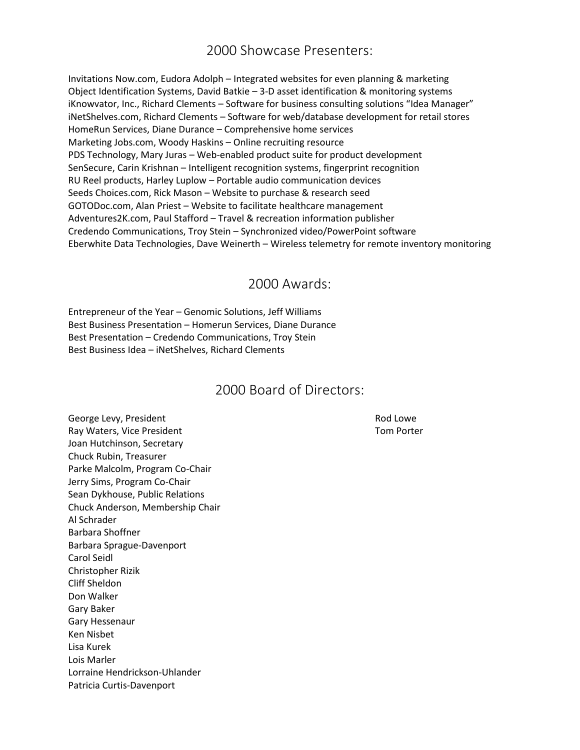## 2000 Showcase Presenters:

Invitations Now.com, Eudora Adolph – Integrated websites for even planning & marketing
Object Identification Systems, David Batkie – 3-D asset identification & monitoring systems
iKnowvator, Inc., Richard Clements – Software for business consulting solutions "Idea Manager"
iNetShelves.com, Richard Clements – Software for web/database development for retail stores
HomeRun Services, Diane Durance – Comprehensive home services
Marketing Jobs.com, Woody Haskins – Online recruiting resource
PDS Technology, Mary Juras – Web-enabled product suite for product development
SenSecure, Carin Krishnan – Intelligent recognition systems, fingerprint recognition
RU Reel products, Harley Luplow – Portable audio communication devices
Seeds Choices.com, Rick Mason – Website to purchase & research seed
GOTODoc.com, Alan Priest – Website to facilitate healthcare management
Adventures2K.com, Paul Stafford – Travel & recreation information publisher
Credendo Communications, Troy Stein – Synchronized video/PowerPoint software
Eberwhite Data Technologies, Dave Weinerth – Wireless telemetry for remote inventory monitoring

## 2000 Awards:

Entrepreneur of the Year – Genomic Solutions, Jeff Williams
Best Business Presentation – Homerun Services, Diane Durance
Best Presentation – Credendo Communications, Troy Stein
Best Business Idea – iNetShelves, Richard Clements

## 2000 Board of Directors:

George Levy, President
Ray Waters, Vice President
Joan Hutchinson, Secretary
Chuck Rubin, Treasurer
Parke Malcolm, Program Co-Chair
Jerry Sims, Program Co-Chair
Sean Dykhouse, Public Relations
Chuck Anderson, Membership Chair
Al Schrader
Barbara Shoffner
Barbara Sprague-Davenport
Carol Seidl
Christopher Rizik
Cliff Sheldon
Don Walker
Gary Baker
Gary Hessenaur
Ken Nisbet
Lisa Kurek
Lois Marler
Lorraine Hendrickson-Uhlander
Patricia Curtis-Davenport
Rod Lowe
Tom Porter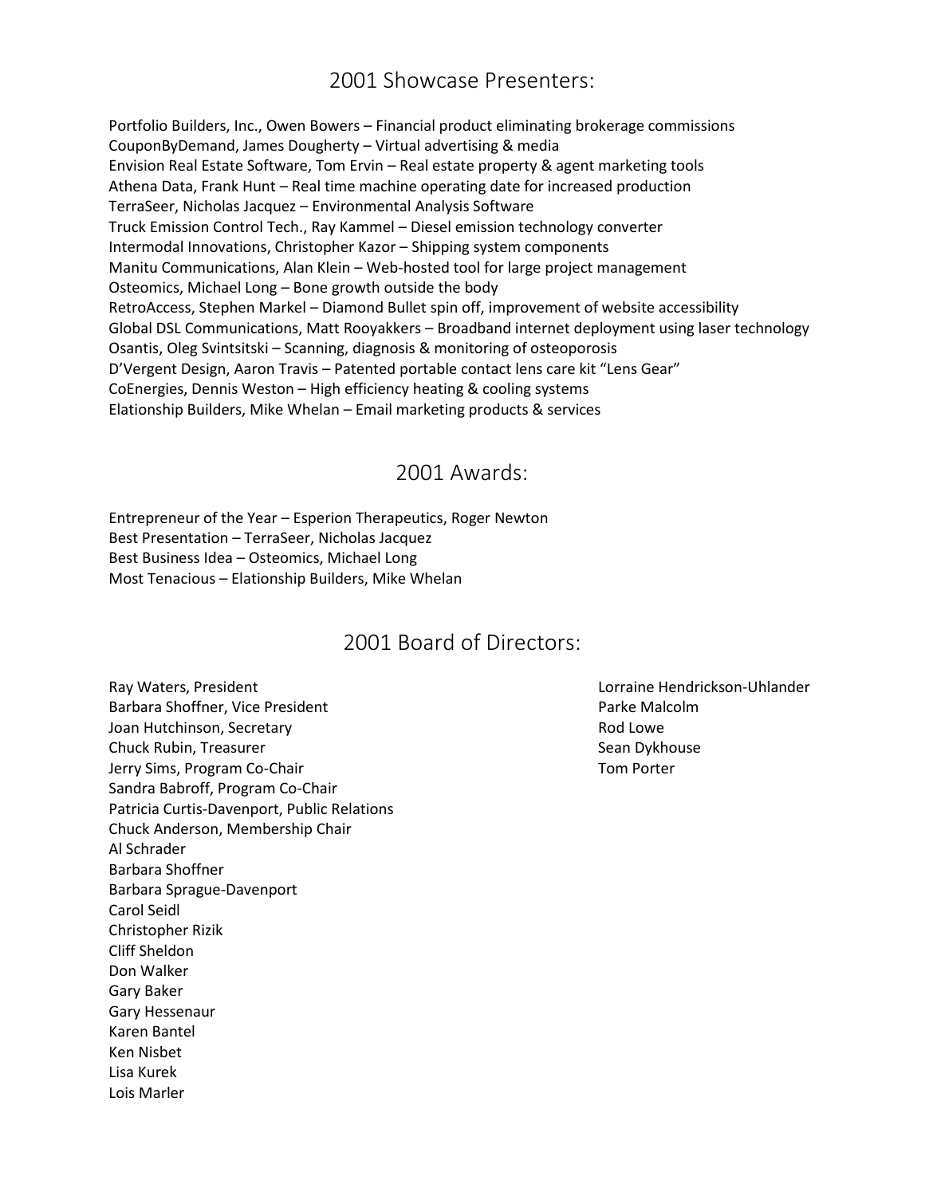## 2001 Showcase Presenters:

Portfolio Builders, Inc., Owen Bowers – Financial product eliminating brokerage commissions
CouponByDemand, James Dougherty – Virtual advertising & media
Envision Real Estate Software, Tom Ervin – Real estate property & agent marketing tools
Athena Data, Frank Hunt – Real time machine operating date for increased production
TerraSeer, Nicholas Jacquez – Environmental Analysis Software
Truck Emission Control Tech., Ray Kammel – Diesel emission technology converter
Intermodal Innovations, Christopher Kazor – Shipping system components
Manitu Communications, Alan Klein – Web-hosted tool for large project management
Osteomics, Michael Long – Bone growth outside the body
RetroAccess, Stephen Markel – Diamond Bullet spin off, improvement of website accessibility
Global DSL Communications, Matt Rooyakkers – Broadband internet deployment using laser technology
Osantis, Oleg Svintsitski – Scanning, diagnosis & monitoring of osteoporosis
D'Vergent Design, Aaron Travis – Patented portable contact lens care kit "Lens Gear"
CoEnergies, Dennis Weston – High efficiency heating & cooling systems
Elationship Builders, Mike Whelan – Email marketing products & services

## 2001 Awards:

Entrepreneur of the Year – Esperion Therapeutics, Roger Newton
Best Presentation – TerraSeer, Nicholas Jacquez
Best Business Idea – Osteomics, Michael Long
Most Tenacious – Elationship Builders, Mike Whelan

## 2001 Board of Directors:

Ray Waters, President
Barbara Shoffner, Vice President
Joan Hutchinson, Secretary
Chuck Rubin, Treasurer
Jerry Sims, Program Co-Chair
Sandra Babroff, Program Co-Chair
Patricia Curtis-Davenport, Public Relations
Chuck Anderson, Membership Chair
Al Schrader
Barbara Shoffner
Barbara Sprague-Davenport
Carol Seidl
Christopher Rizik
Cliff Sheldon
Don Walker
Gary Baker
Gary Hessenaur
Karen Bantel
Ken Nisbet
Lisa Kurek
Lois Marler
Lorraine Hendrickson-Uhlander
Parke Malcolm
Rod Lowe
Sean Dykhouse
Tom Porter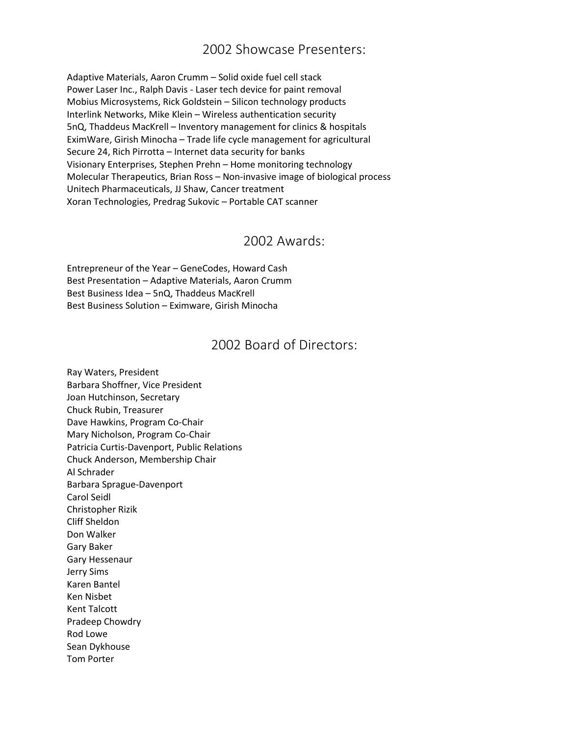## 2002 Showcase Presenters:

Adaptive Materials, Aaron Crumm – Solid oxide fuel cell stack
Power Laser Inc., Ralph Davis - Laser tech device for paint removal
Mobius Microsystems, Rick Goldstein – Silicon technology products
Interlink Networks, Mike Klein – Wireless authentication security
5nQ, Thaddeus MacKrell – Inventory management for clinics & hospitals
EximWare, Girish Minocha – Trade life cycle management for agricultural
Secure 24, Rich Pirrotta – Internet data security for banks
Visionary Enterprises, Stephen Prehn – Home monitoring technology
Molecular Therapeutics, Brian Ross – Non-invasive image of biological process
Unitech Pharmaceuticals, JJ Shaw, Cancer treatment
Xoran Technologies, Predrag Sukovic – Portable CAT scanner

## 2002 Awards:

Entrepreneur of the Year – GeneCodes, Howard Cash
Best Presentation – Adaptive Materials, Aaron Crumm
Best Business Idea – 5nQ, Thaddeus MacKrell
Best Business Solution – Eximware, Girish Minocha

## 2002 Board of Directors:

Ray Waters, President
Barbara Shoffner, Vice President
Joan Hutchinson, Secretary
Chuck Rubin, Treasurer
Dave Hawkins, Program Co-Chair
Mary Nicholson, Program Co-Chair
Patricia Curtis-Davenport, Public Relations
Chuck Anderson, Membership Chair
Al Schrader
Barbara Sprague-Davenport
Carol Seidl
Christopher Rizik
Cliff Sheldon
Don Walker
Gary Baker
Gary Hessenaur
Jerry Sims
Karen Bantel
Ken Nisbet
Kent Talcott
Pradeep Chowdry
Rod Lowe
Sean Dykhouse
Tom Porter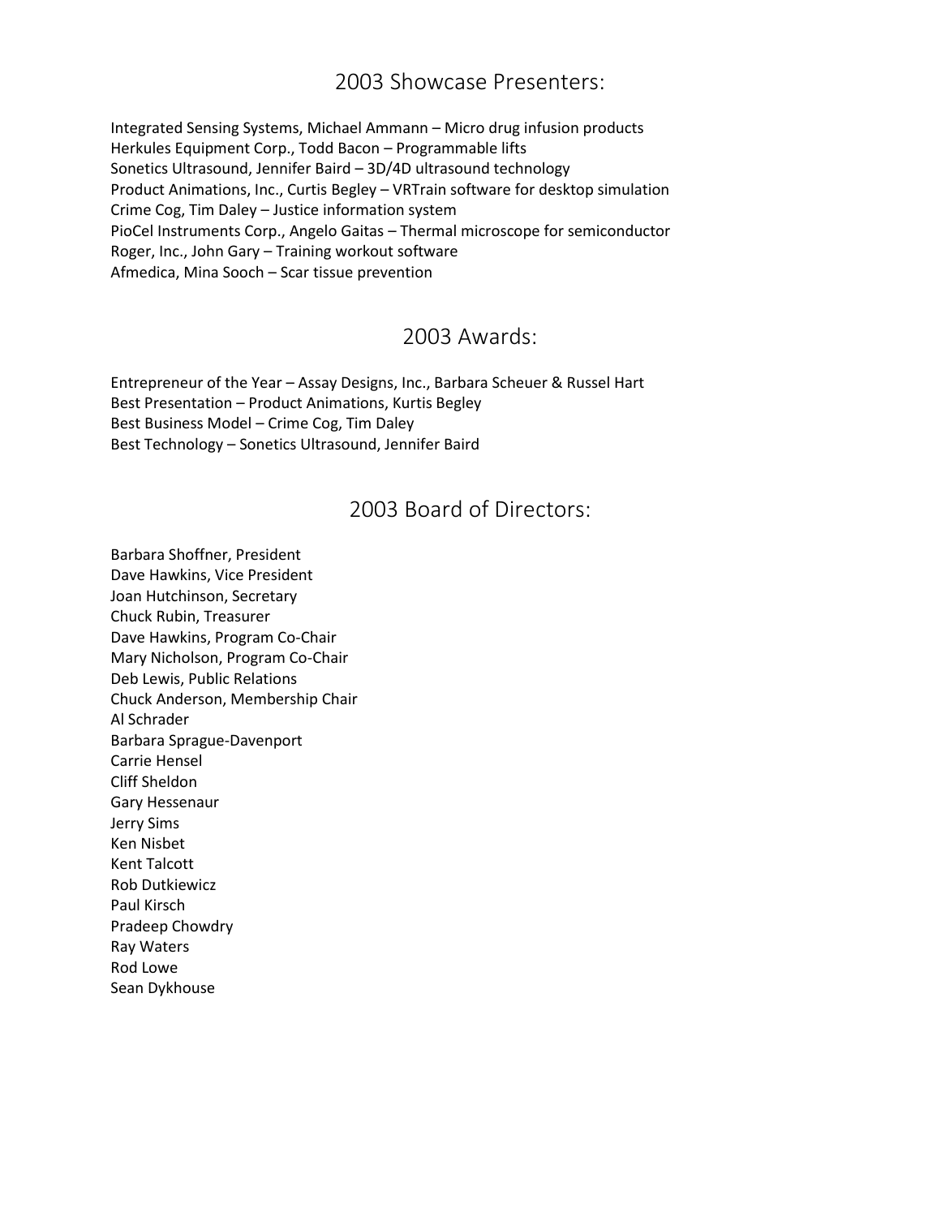## 2003 Showcase Presenters:

Integrated Sensing Systems, Michael Ammann – Micro drug infusion products
Herkules Equipment Corp., Todd Bacon – Programmable lifts
Sonetics Ultrasound, Jennifer Baird – 3D/4D ultrasound technology
Product Animations, Inc., Curtis Begley – VRTrain software for desktop simulation
Crime Cog, Tim Daley – Justice information system
PioCel Instruments Corp., Angelo Gaitas – Thermal microscope for semiconductor
Roger, Inc., John Gary – Training workout software
Afmedica, Mina Sooch – Scar tissue prevention

## 2003 Awards:

Entrepreneur of the Year – Assay Designs, Inc., Barbara Scheuer & Russel Hart
Best Presentation – Product Animations, Kurtis Begley
Best Business Model – Crime Cog, Tim Daley
Best Technology – Sonetics Ultrasound, Jennifer Baird

## 2003 Board of Directors:

Barbara Shoffner, President
Dave Hawkins, Vice President
Joan Hutchinson, Secretary
Chuck Rubin, Treasurer
Dave Hawkins, Program Co-Chair
Mary Nicholson, Program Co-Chair
Deb Lewis, Public Relations
Chuck Anderson, Membership Chair
Al Schrader
Barbara Sprague-Davenport
Carrie Hensel
Cliff Sheldon
Gary Hessenaur
Jerry Sims
Ken Nisbet
Kent Talcott
Rob Dutkiewicz
Paul Kirsch
Pradeep Chowdry
Ray Waters
Rod Lowe
Sean Dykhouse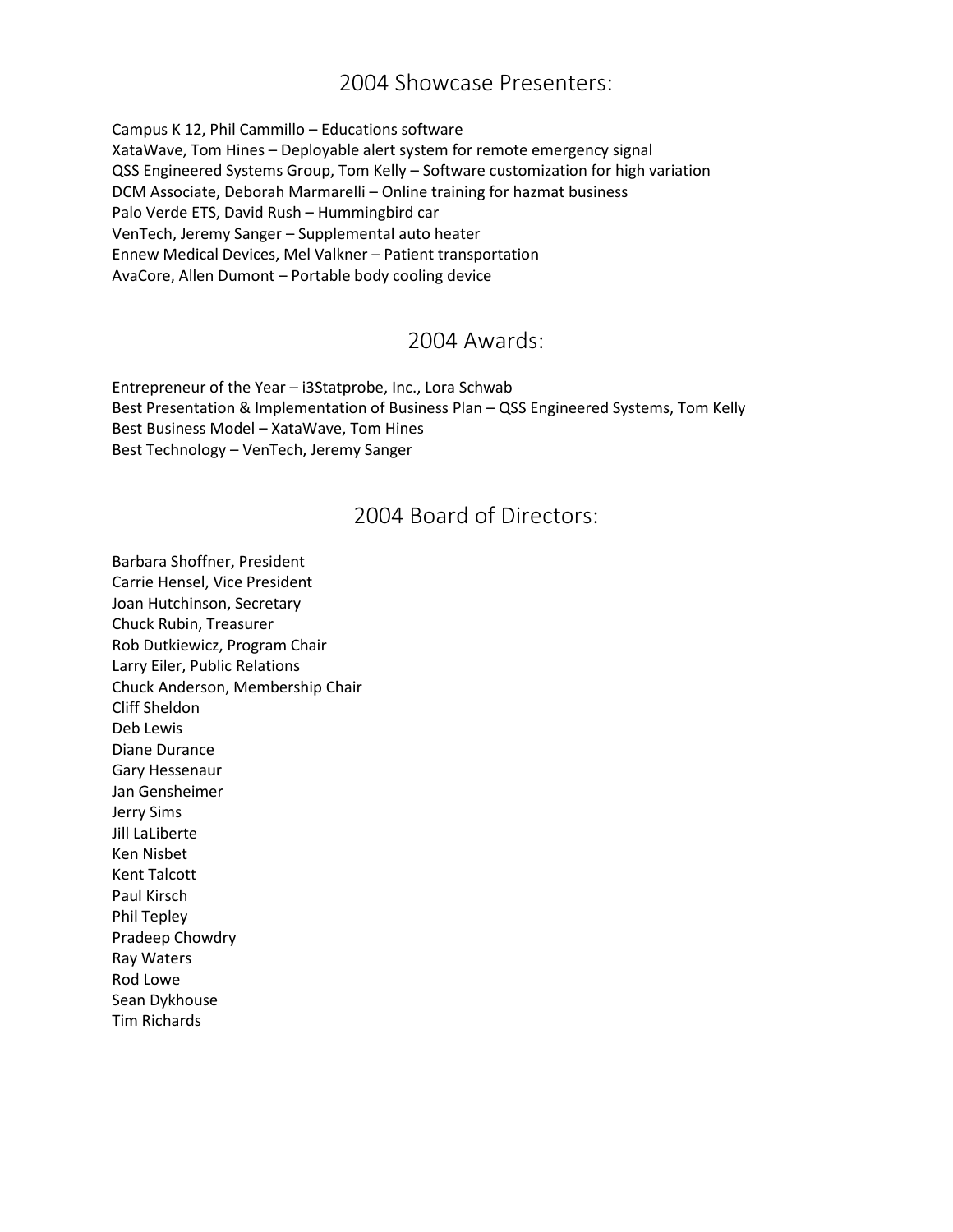## 2004 Showcase Presenters:

Campus K 12, Phil Cammillo – Educations software
XataWave, Tom Hines – Deployable alert system for remote emergency signal
QSS Engineered Systems Group, Tom Kelly – Software customization for high variation
DCM Associate, Deborah Marmarelli – Online training for hazmat business
Palo Verde ETS, David Rush – Hummingbird car
VenTech, Jeremy Sanger – Supplemental auto heater
Ennew Medical Devices, Mel Valkner – Patient transportation
AvaCore, Allen Dumont – Portable body cooling device

## 2004 Awards:

Entrepreneur of the Year – i3Statprobe, Inc., Lora Schwab
Best Presentation & Implementation of Business Plan – QSS Engineered Systems, Tom Kelly
Best Business Model – XataWave, Tom Hines
Best Technology – VenTech, Jeremy Sanger

## 2004 Board of Directors:

Barbara Shoffner, President
Carrie Hensel, Vice President
Joan Hutchinson, Secretary
Chuck Rubin, Treasurer
Rob Dutkiewicz, Program Chair
Larry Eiler, Public Relations
Chuck Anderson, Membership Chair
Cliff Sheldon
Deb Lewis
Diane Durance
Gary Hessenaur
Jan Gensheimer
Jerry Sims
Jill LaLiberte
Ken Nisbet
Kent Talcott
Paul Kirsch
Phil Tepley
Pradeep Chowdry
Ray Waters
Rod Lowe
Sean Dykhouse
Tim Richards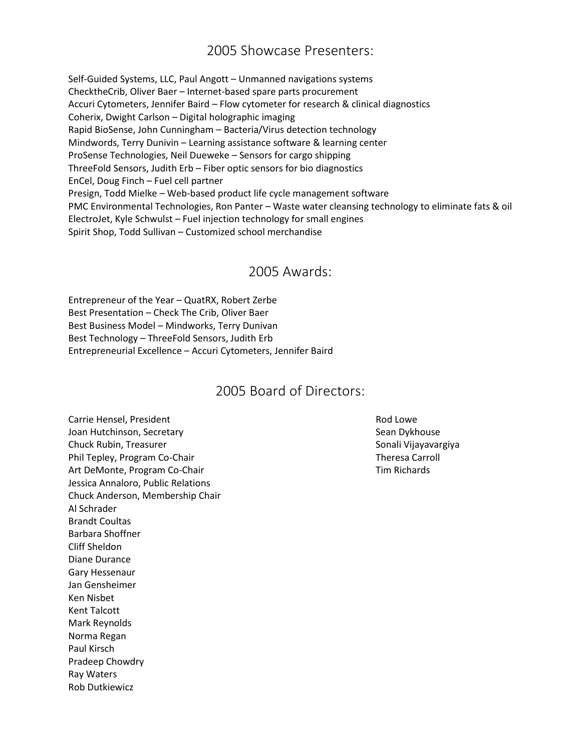## 2005 Showcase Presenters:

Self-Guided Systems, LLC, Paul Angott – Unmanned navigations systems
ChecktheCrib, Oliver Baer – Internet-based spare parts procurement
Accuri Cytometers, Jennifer Baird – Flow cytometer for research & clinical diagnostics
Coherix, Dwight Carlson – Digital holographic imaging
Rapid BioSense, John Cunningham – Bacteria/Virus detection technology
Mindwords, Terry Dunivin – Learning assistance software & learning center
ProSense Technologies, Neil Dueweke – Sensors for cargo shipping
ThreeFold Sensors, Judith Erb – Fiber optic sensors for bio diagnostics
EnCel, Doug Finch – Fuel cell partner
Presign, Todd Mielke – Web-based product life cycle management software
PMC Environmental Technologies, Ron Panter – Waste water cleansing technology to eliminate fats & oil
ElectroJet, Kyle Schwulst – Fuel injection technology for small engines
Spirit Shop, Todd Sullivan – Customized school merchandise

## 2005 Awards:

Entrepreneur of the Year – QuatRX, Robert Zerbe
Best Presentation – Check The Crib, Oliver Baer
Best Business Model – Mindworks, Terry Dunivan
Best Technology – ThreeFold Sensors, Judith Erb
Entrepreneurial Excellence – Accuri Cytometers, Jennifer Baird

## 2005 Board of Directors:

Carrie Hensel, President
Joan Hutchinson, Secretary
Chuck Rubin, Treasurer
Phil Tepley, Program Co-Chair
Art DeMonte, Program Co-Chair
Jessica Annaloro, Public Relations
Chuck Anderson, Membership Chair
Al Schrader
Brandt Coultas
Barbara Shoffner
Cliff Sheldon
Diane Durance
Gary Hessenaur
Jan Gensheimer
Ken Nisbet
Kent Talcott
Mark Reynolds
Norma Regan
Paul Kirsch
Pradeep Chowdry
Ray Waters
Rob Dutkiewicz
Rod Lowe
Sean Dykhouse
Sonali Vijayavargiya
Theresa Carroll
Tim Richards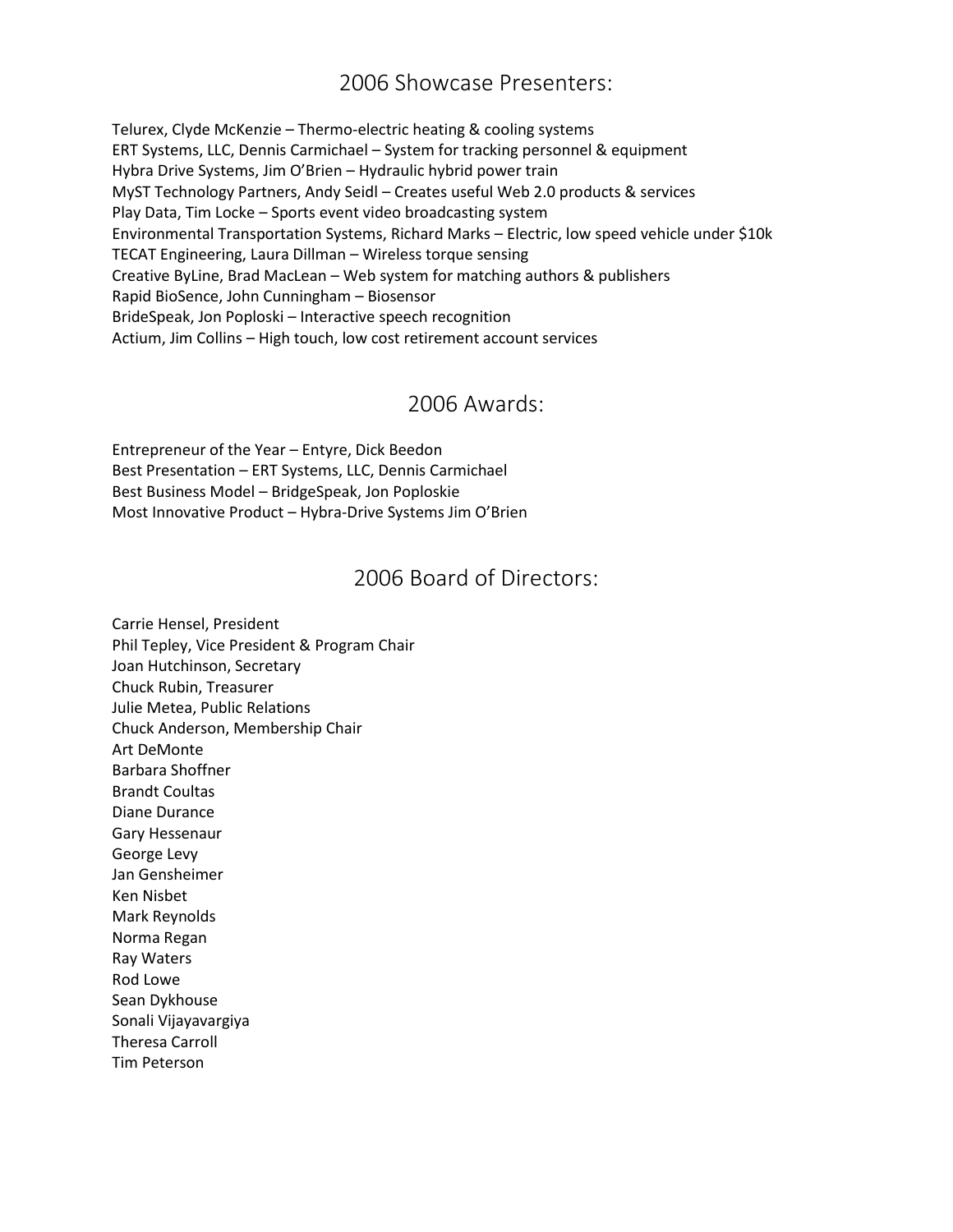## 2006 Showcase Presenters:

Telurex, Clyde McKenzie – Thermo-electric heating & cooling systems
ERT Systems, LLC, Dennis Carmichael – System for tracking personnel & equipment
Hybra Drive Systems, Jim O'Brien – Hydraulic hybrid power train
MyST Technology Partners, Andy Seidl – Creates useful Web 2.0 products & services
Play Data, Tim Locke – Sports event video broadcasting system
Environmental Transportation Systems, Richard Marks – Electric, low speed vehicle under $10k
TECAT Engineering, Laura Dillman – Wireless torque sensing
Creative ByLine, Brad MacLean – Web system for matching authors & publishers
Rapid BioSence, John Cunningham – Biosensor
BrideSpeak, Jon Poploski – Interactive speech recognition
Actium, Jim Collins – High touch, low cost retirement account services

## 2006 Awards:

Entrepreneur of the Year – Entyre, Dick Beedon
Best Presentation – ERT Systems, LLC, Dennis Carmichael
Best Business Model – BridgeSpeak, Jon Poploskie
Most Innovative Product – Hybra-Drive Systems Jim O'Brien

## 2006 Board of Directors:

Carrie Hensel, President
Phil Tepley, Vice President & Program Chair
Joan Hutchinson, Secretary
Chuck Rubin, Treasurer
Julie Metea, Public Relations
Chuck Anderson, Membership Chair
Art DeMonte
Barbara Shoffner
Brandt Coultas
Diane Durance
Gary Hessenaur
George Levy
Jan Gensheimer
Ken Nisbet
Mark Reynolds
Norma Regan
Ray Waters
Rod Lowe
Sean Dykhouse
Sonali Vijayavargiya
Theresa Carroll
Tim Peterson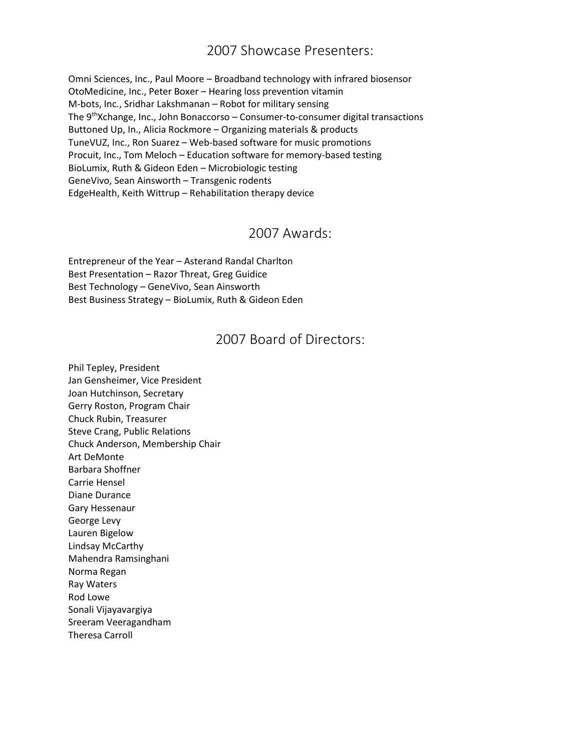## 2007 Showcase Presenters:

Omni Sciences, Inc., Paul Moore – Broadband technology with infrared biosensor
OtoMedicine, Inc., Peter Boxer – Hearing loss prevention vitamin
M-bots, Inc., Sridhar Lakshmanan – Robot for military sensing
The 9thXchange, Inc., John Bonaccorso – Consumer-to-consumer digital transactions
Buttoned Up, In., Alicia Rockmore – Organizing materials & products
TuneVUZ, Inc., Ron Suarez – Web-based software for music promotions
Procuit, Inc., Tom Meloch – Education software for memory-based testing
BioLumix, Ruth & Gideon Eden – Microbiologic testing
GeneVivo, Sean Ainsworth – Transgenic rodents
EdgeHealth, Keith Wittrup – Rehabilitation therapy device

## 2007 Awards:

Entrepreneur of the Year – Asterand Randal Charlton
Best Presentation – Razor Threat, Greg Guidice
Best Technology – GeneVivo, Sean Ainsworth
Best Business Strategy – BioLumix, Ruth & Gideon Eden

## 2007 Board of Directors:

Phil Tepley, President
Jan Gensheimer, Vice President
Joan Hutchinson, Secretary
Gerry Roston, Program Chair
Chuck Rubin, Treasurer
Steve Crang, Public Relations
Chuck Anderson, Membership Chair
Art DeMonte
Barbara Shoffner
Carrie Hensel
Diane Durance
Gary Hessenaur
George Levy
Lauren Bigelow
Lindsay McCarthy
Mahendra Ramsinghani
Norma Regan
Ray Waters
Rod Lowe
Sonali Vijayavargiya
Sreeram Veeragandham
Theresa Carroll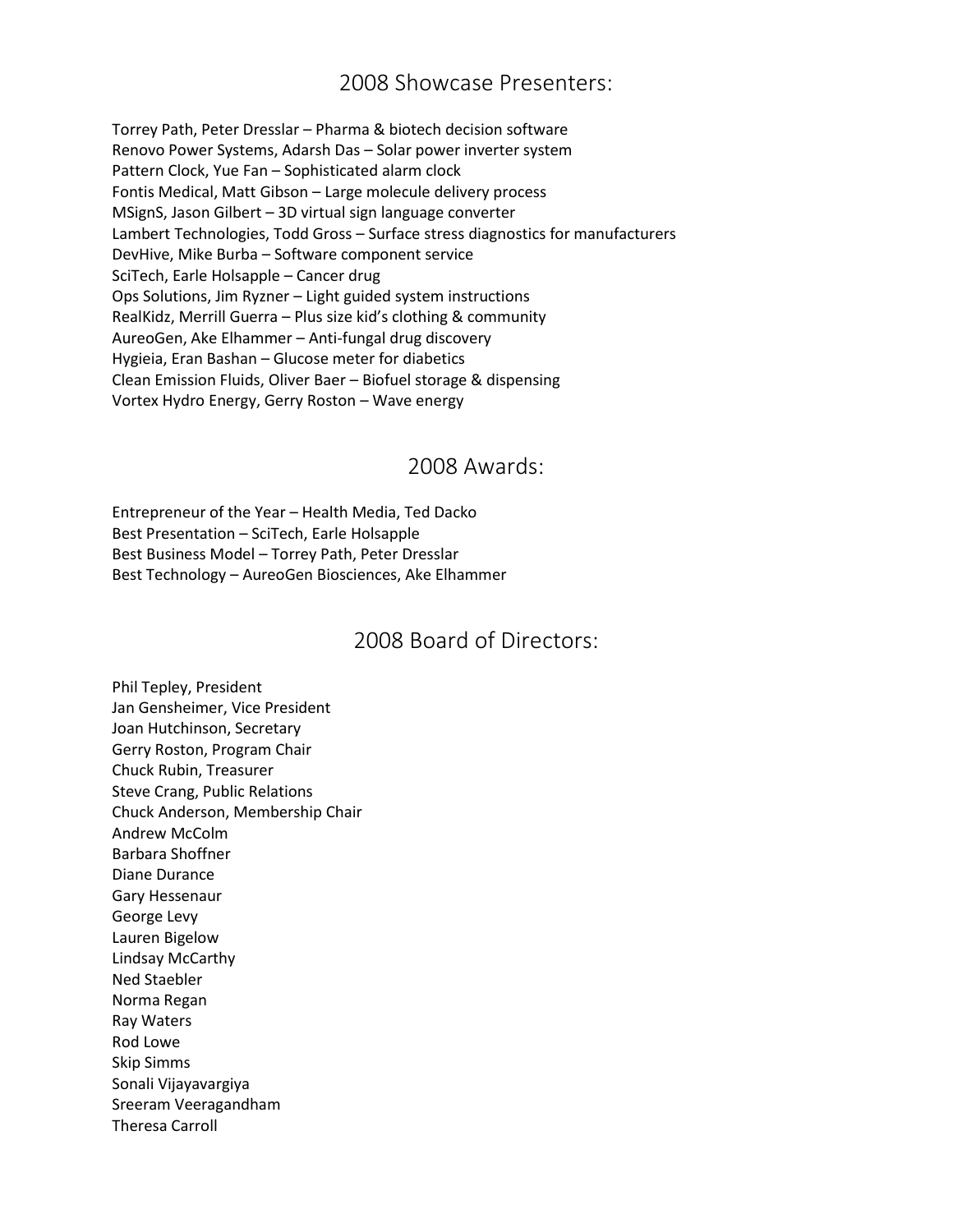## 2008 Showcase Presenters:

Torrey Path, Peter Dresslar – Pharma & biotech decision software
Renovo Power Systems, Adarsh Das – Solar power inverter system
Pattern Clock, Yue Fan – Sophisticated alarm clock
Fontis Medical, Matt Gibson – Large molecule delivery process
MSignS, Jason Gilbert – 3D virtual sign language converter
Lambert Technologies, Todd Gross – Surface stress diagnostics for manufacturers
DevHive, Mike Burba – Software component service
SciTech, Earle Holsapple – Cancer drug
Ops Solutions, Jim Ryzner – Light guided system instructions
RealKidz, Merrill Guerra – Plus size kid's clothing & community
AureoGen, Ake Elhammer – Anti-fungal drug discovery
Hygieia, Eran Bashan – Glucose meter for diabetics
Clean Emission Fluids, Oliver Baer – Biofuel storage & dispensing
Vortex Hydro Energy, Gerry Roston – Wave energy

## 2008 Awards:

Entrepreneur of the Year – Health Media, Ted Dacko
Best Presentation – SciTech, Earle Holsapple
Best Business Model – Torrey Path, Peter Dresslar
Best Technology – AureoGen Biosciences, Ake Elhammer

## 2008 Board of Directors:

Phil Tepley, President
Jan Gensheimer, Vice President
Joan Hutchinson, Secretary
Gerry Roston, Program Chair
Chuck Rubin, Treasurer
Steve Crang, Public Relations
Chuck Anderson, Membership Chair
Andrew McColm
Barbara Shoffner
Diane Durance
Gary Hessenaur
George Levy
Lauren Bigelow
Lindsay McCarthy
Ned Staebler
Norma Regan
Ray Waters
Rod Lowe
Skip Simms
Sonali Vijayavargiya
Sreeram Veeragandham
Theresa Carroll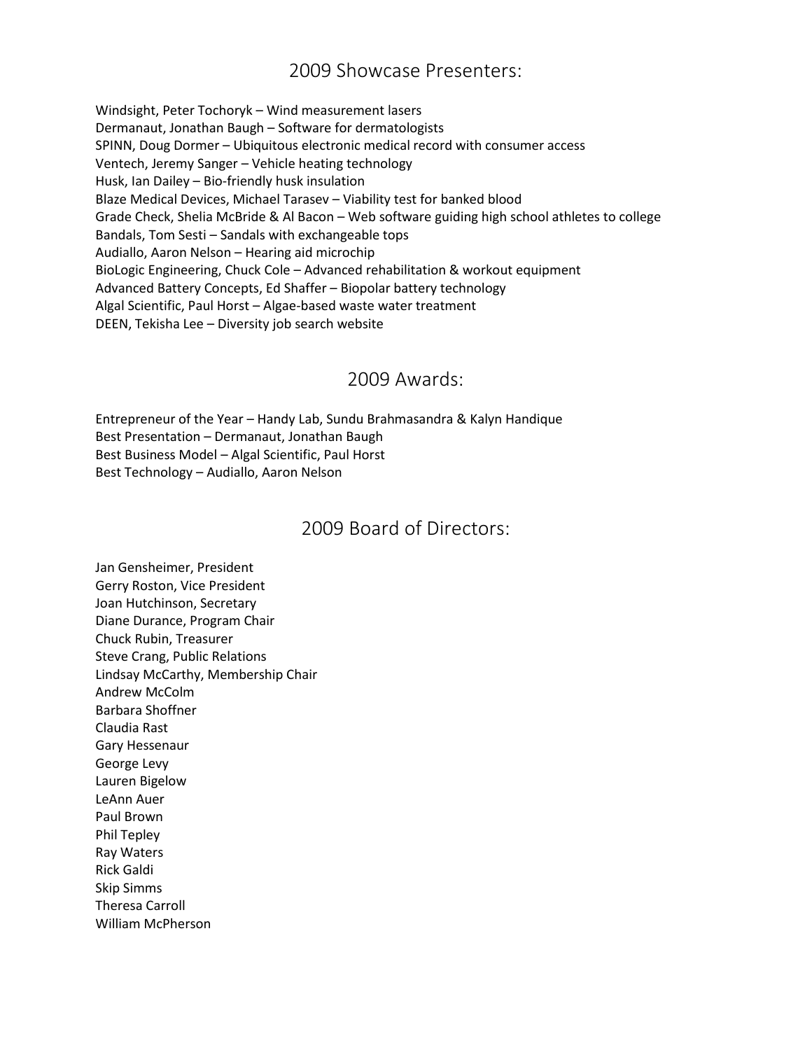## 2009 Showcase Presenters:

Windsight, Peter Tochoryk – Wind measurement lasers
Dermanaut, Jonathan Baugh – Software for dermatologists
SPINN, Doug Dormer – Ubiquitous electronic medical record with consumer access
Ventech, Jeremy Sanger – Vehicle heating technology
Husk, Ian Dailey – Bio-friendly husk insulation
Blaze Medical Devices, Michael Tarasev – Viability test for banked blood
Grade Check, Shelia McBride & Al Bacon – Web software guiding high school athletes to college
Bandals, Tom Sesti – Sandals with exchangeable tops
Audiallo, Aaron Nelson – Hearing aid microchip
BioLogic Engineering, Chuck Cole – Advanced rehabilitation & workout equipment
Advanced Battery Concepts, Ed Shaffer – Biopolar battery technology
Algal Scientific, Paul Horst – Algae-based waste water treatment
DEEN, Tekisha Lee – Diversity job search website

## 2009 Awards:

Entrepreneur of the Year – Handy Lab, Sundu Brahmasandra & Kalyn Handique
Best Presentation – Dermanaut, Jonathan Baugh
Best Business Model – Algal Scientific, Paul Horst
Best Technology – Audiallo, Aaron Nelson

## 2009 Board of Directors:

Jan Gensheimer, President
Gerry Roston, Vice President
Joan Hutchinson, Secretary
Diane Durance, Program Chair
Chuck Rubin, Treasurer
Steve Crang, Public Relations
Lindsay McCarthy, Membership Chair
Andrew McColm
Barbara Shoffner
Claudia Rast
Gary Hessenaur
George Levy
Lauren Bigelow
LeAnn Auer
Paul Brown
Phil Tepley
Ray Waters
Rick Galdi
Skip Simms
Theresa Carroll
William McPherson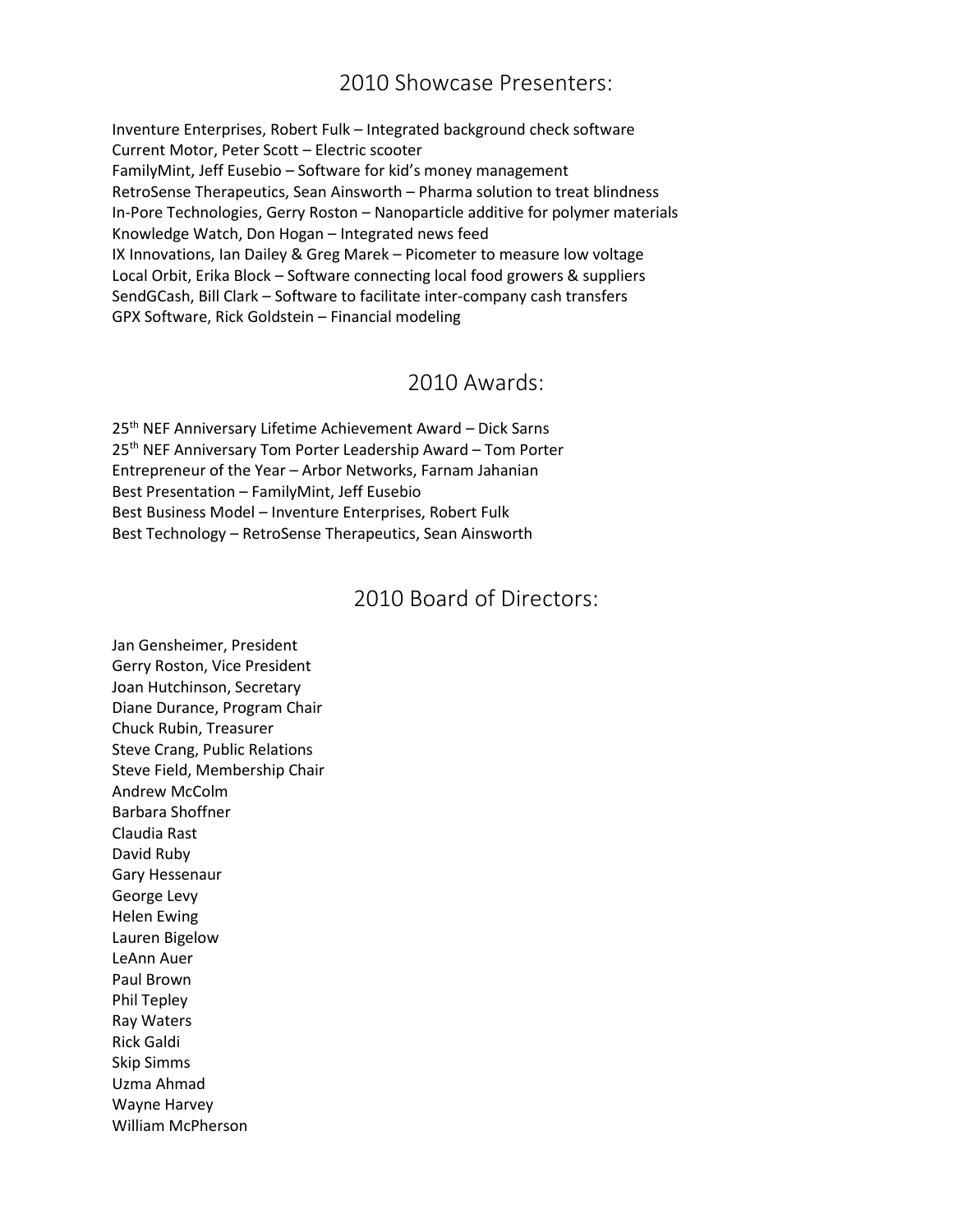## 2010 Showcase Presenters:

Inventure Enterprises, Robert Fulk – Integrated background check software
Current Motor, Peter Scott – Electric scooter
FamilyMint, Jeff Eusebio – Software for kid's money management
RetroSense Therapeutics, Sean Ainsworth – Pharma solution to treat blindness
In-Pore Technologies, Gerry Roston – Nanoparticle additive for polymer materials
Knowledge Watch, Don Hogan – Integrated news feed
IX Innovations, Ian Dailey & Greg Marek – Picometer to measure low voltage
Local Orbit, Erika Block – Software connecting local food growers & suppliers
SendGCash, Bill Clark – Software to facilitate inter-company cash transfers
GPX Software, Rick Goldstein – Financial modeling

## 2010 Awards:

25th NEF Anniversary Lifetime Achievement Award – Dick Sarns
25th NEF Anniversary Tom Porter Leadership Award – Tom Porter
Entrepreneur of the Year – Arbor Networks, Farnam Jahanian
Best Presentation – FamilyMint, Jeff Eusebio
Best Business Model – Inventure Enterprises, Robert Fulk
Best Technology – RetroSense Therapeutics, Sean Ainsworth

## 2010 Board of Directors:

Jan Gensheimer, President
Gerry Roston, Vice President
Joan Hutchinson, Secretary
Diane Durance, Program Chair
Chuck Rubin, Treasurer
Steve Crang, Public Relations
Steve Field, Membership Chair
Andrew McColm
Barbara Shoffner
Claudia Rast
David Ruby
Gary Hessenaur
George Levy
Helen Ewing
Lauren Bigelow
LeAnn Auer
Paul Brown
Phil Tepley
Ray Waters
Rick Galdi
Skip Simms
Uzma Ahmad
Wayne Harvey
William McPherson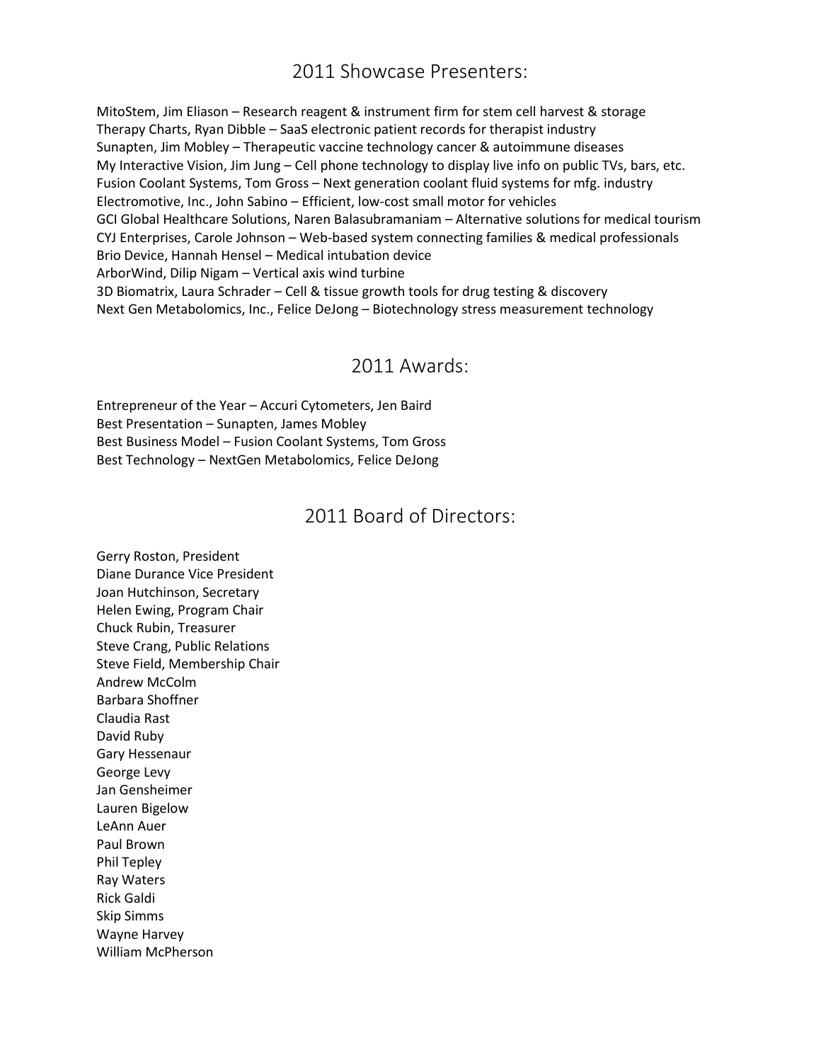## 2011 Showcase Presenters:

MitoStem, Jim Eliason – Research reagent & instrument firm for stem cell harvest & storage
Therapy Charts, Ryan Dibble – SaaS electronic patient records for therapist industry
Sunapten, Jim Mobley – Therapeutic vaccine technology cancer & autoimmune diseases
My Interactive Vision, Jim Jung – Cell phone technology to display live info on public TVs, bars, etc.
Fusion Coolant Systems, Tom Gross – Next generation coolant fluid systems for mfg. industry
Electromotive, Inc., John Sabino – Efficient, low-cost small motor for vehicles
GCI Global Healthcare Solutions, Naren Balasubramaniam – Alternative solutions for medical tourism
CYJ Enterprises, Carole Johnson – Web-based system connecting families & medical professionals
Brio Device, Hannah Hensel – Medical intubation device
ArborWind, Dilip Nigam – Vertical axis wind turbine
3D Biomatrix, Laura Schrader – Cell & tissue growth tools for drug testing & discovery
Next Gen Metabolomics, Inc., Felice DeJong – Biotechnology stress measurement technology

## 2011 Awards:

Entrepreneur of the Year – Accuri Cytometers, Jen Baird
Best Presentation – Sunapten, James Mobley
Best Business Model – Fusion Coolant Systems, Tom Gross
Best Technology – NextGen Metabolomics, Felice DeJong

## 2011 Board of Directors:

Gerry Roston, President
Diane Durance Vice President
Joan Hutchinson, Secretary
Helen Ewing, Program Chair
Chuck Rubin, Treasurer
Steve Crang, Public Relations
Steve Field, Membership Chair
Andrew McColm
Barbara Shoffner
Claudia Rast
David Ruby
Gary Hessenaur
George Levy
Jan Gensheimer
Lauren Bigelow
LeAnn Auer
Paul Brown
Phil Tepley
Ray Waters
Rick Galdi
Skip Simms
Wayne Harvey
William McPherson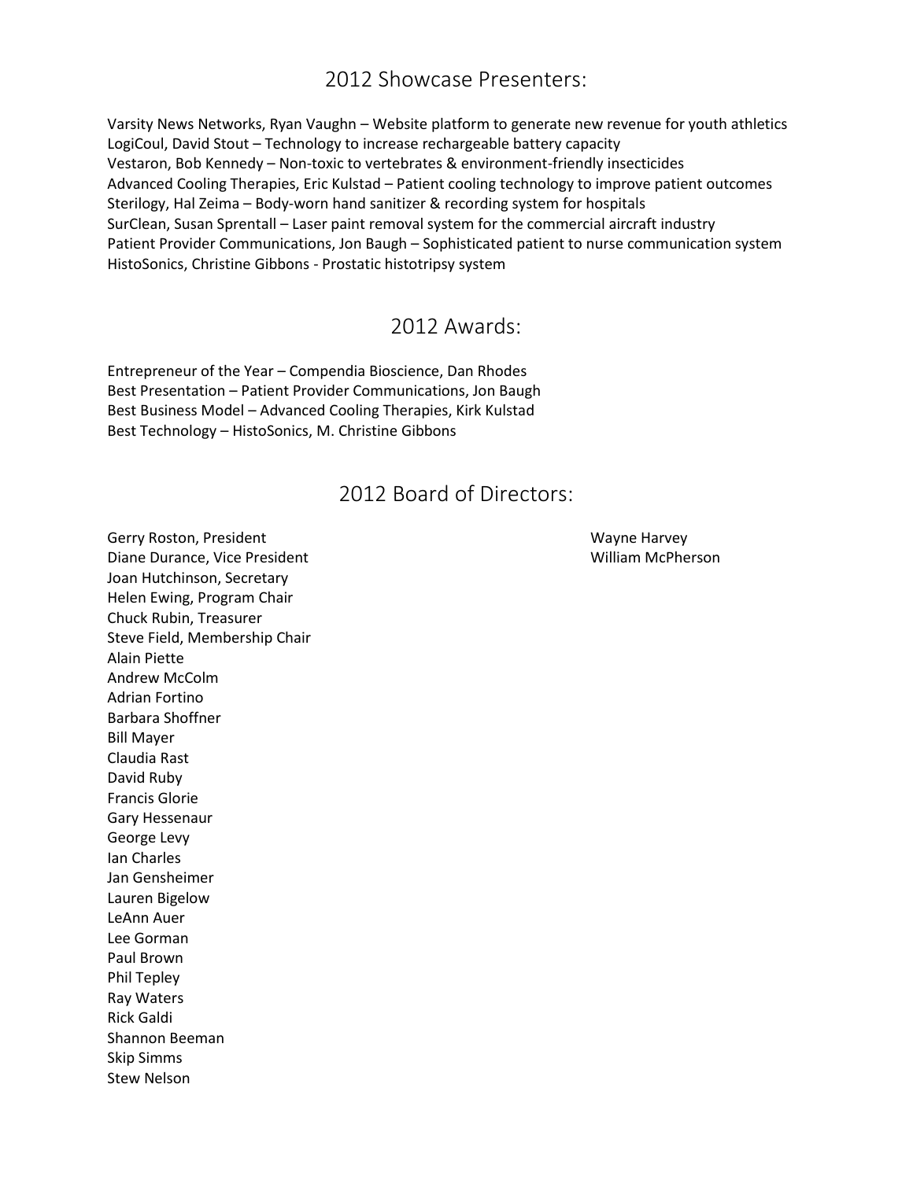## 2012 Showcase Presenters:

Varsity News Networks, Ryan Vaughn – Website platform to generate new revenue for youth athletics
LogiCoul, David Stout – Technology to increase rechargeable battery capacity
Vestaron, Bob Kennedy – Non-toxic to vertebrates & environment-friendly insecticides
Advanced Cooling Therapies, Eric Kulstad – Patient cooling technology to improve patient outcomes
Sterilogy, Hal Zeima – Body-worn hand sanitizer & recording system for hospitals
SurClean, Susan Sprentall – Laser paint removal system for the commercial aircraft industry
Patient Provider Communications, Jon Baugh – Sophisticated patient to nurse communication system
HistoSonics, Christine Gibbons - Prostatic histotripsy system

## 2012 Awards:

Entrepreneur of the Year – Compendia Bioscience, Dan Rhodes
Best Presentation – Patient Provider Communications, Jon Baugh
Best Business Model – Advanced Cooling Therapies, Kirk Kulstad
Best Technology – HistoSonics, M. Christine Gibbons

## 2012 Board of Directors:

Gerry Roston, President
Diane Durance, Vice President
Joan Hutchinson, Secretary
Helen Ewing, Program Chair
Chuck Rubin, Treasurer
Steve Field, Membership Chair
Alain Piette
Andrew McColm
Adrian Fortino
Barbara Shoffner
Bill Mayer
Claudia Rast
David Ruby
Francis Glorie
Gary Hessenaur
George Levy
Ian Charles
Jan Gensheimer
Lauren Bigelow
LeAnn Auer
Lee Gorman
Paul Brown
Phil Tepley
Ray Waters
Rick Galdi
Shannon Beeman
Skip Simms
Stew Nelson
Wayne Harvey
William McPherson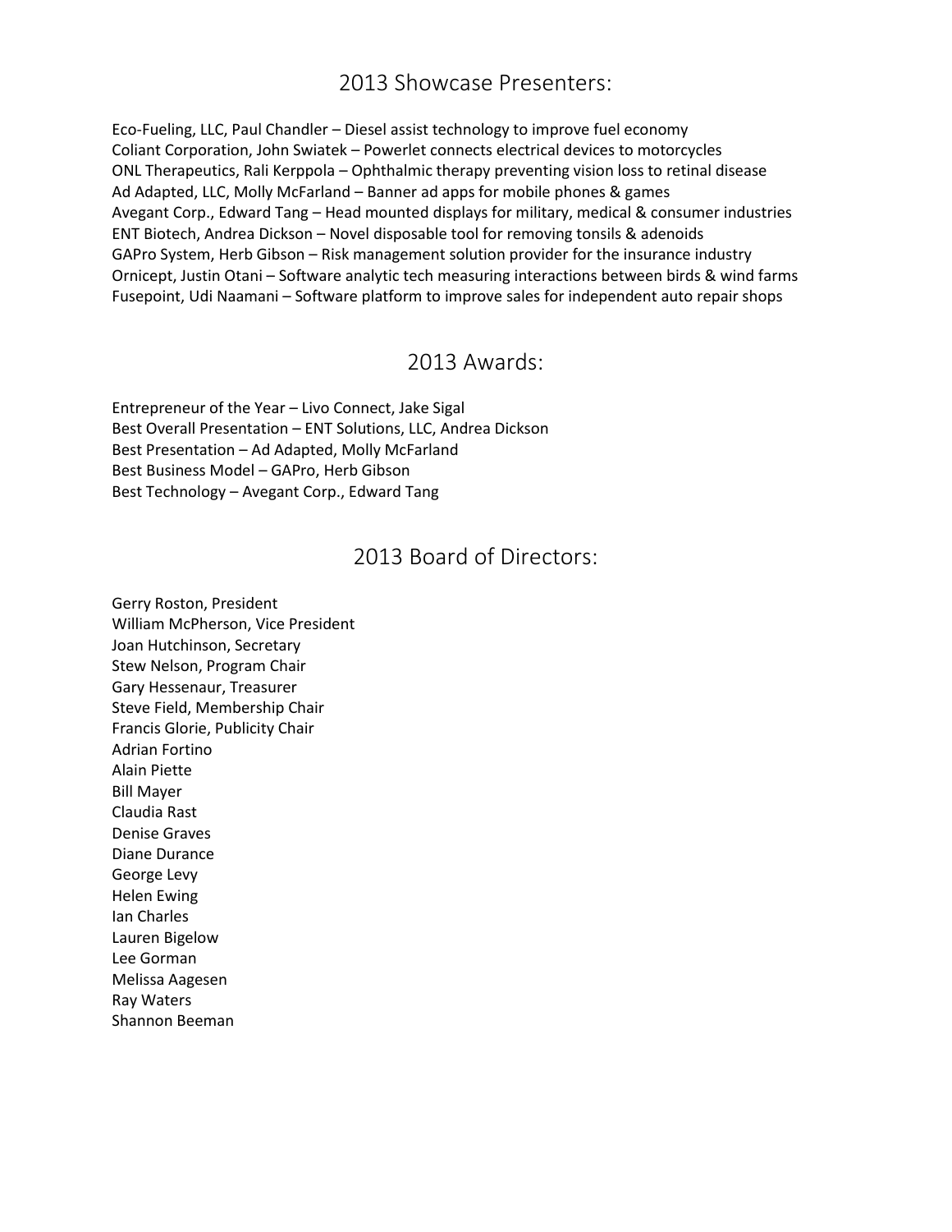## 2013 Showcase Presenters:

Eco-Fueling, LLC, Paul Chandler – Diesel assist technology to improve fuel economy
Coliant Corporation, John Swiatek – Powerlet connects electrical devices to motorcycles
ONL Therapeutics, Rali Kerppola – Ophthalmic therapy preventing vision loss to retinal disease
Ad Adapted, LLC, Molly McFarland – Banner ad apps for mobile phones & games
Avegant Corp., Edward Tang – Head mounted displays for military, medical & consumer industries
ENT Biotech, Andrea Dickson – Novel disposable tool for removing tonsils & adenoids
GAPro System, Herb Gibson – Risk management solution provider for the insurance industry
Ornicept, Justin Otani – Software analytic tech measuring interactions between birds & wind farms
Fusepoint, Udi Naamani – Software platform to improve sales for independent auto repair shops

## 2013 Awards:

Entrepreneur of the Year – Livo Connect, Jake Sigal
Best Overall Presentation – ENT Solutions, LLC, Andrea Dickson
Best Presentation – Ad Adapted, Molly McFarland
Best Business Model – GAPro, Herb Gibson
Best Technology – Avegant Corp., Edward Tang

## 2013 Board of Directors:

Gerry Roston, President
William McPherson, Vice President
Joan Hutchinson, Secretary
Stew Nelson, Program Chair
Gary Hessenaur, Treasurer
Steve Field, Membership Chair
Francis Glorie, Publicity Chair
Adrian Fortino
Alain Piette
Bill Mayer
Claudia Rast
Denise Graves
Diane Durance
George Levy
Helen Ewing
Ian Charles
Lauren Bigelow
Lee Gorman
Melissa Aagesen
Ray Waters
Shannon Beeman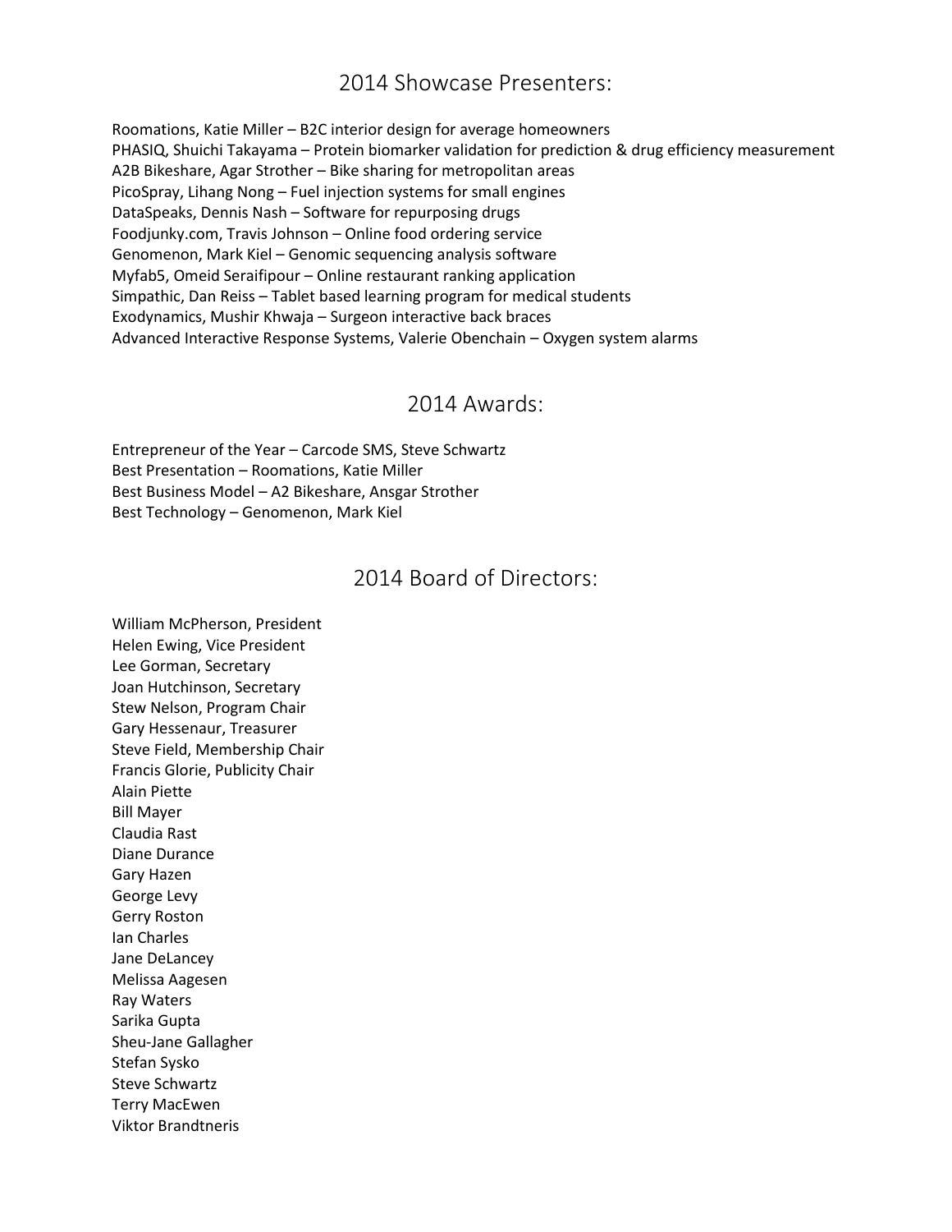## 2014 Showcase Presenters:

Roomations, Katie Miller – B2C interior design for average homeowners
PHASIQ, Shuichi Takayama – Protein biomarker validation for prediction & drug efficiency measurement
A2B Bikeshare, Agar Strother – Bike sharing for metropolitan areas
PicoSpray, Lihang Nong – Fuel injection systems for small engines
DataSpeaks, Dennis Nash – Software for repurposing drugs
Foodjunky.com, Travis Johnson – Online food ordering service
Genomenon, Mark Kiel – Genomic sequencing analysis software
Myfab5, Omeid Seraifipour – Online restaurant ranking application
Simpathic, Dan Reiss – Tablet based learning program for medical students
Exodynamics, Mushir Khwaja – Surgeon interactive back braces
Advanced Interactive Response Systems, Valerie Obenchain – Oxygen system alarms

## 2014 Awards:

Entrepreneur of the Year – Carcode SMS, Steve Schwartz
Best Presentation – Roomations, Katie Miller
Best Business Model – A2 Bikeshare, Ansgar Strother
Best Technology – Genomenon, Mark Kiel

## 2014 Board of Directors:

William McPherson, President
Helen Ewing, Vice President
Lee Gorman, Secretary
Joan Hutchinson, Secretary
Stew Nelson, Program Chair
Gary Hessenaur, Treasurer
Steve Field, Membership Chair
Francis Glorie, Publicity Chair
Alain Piette
Bill Mayer
Claudia Rast
Diane Durance
Gary Hazen
George Levy
Gerry Roston
Ian Charles
Jane DeLancey
Melissa Aagesen
Ray Waters
Sarika Gupta
Sheu-Jane Gallagher
Stefan Sysko
Steve Schwartz
Terry MacEwen
Viktor Brandtneris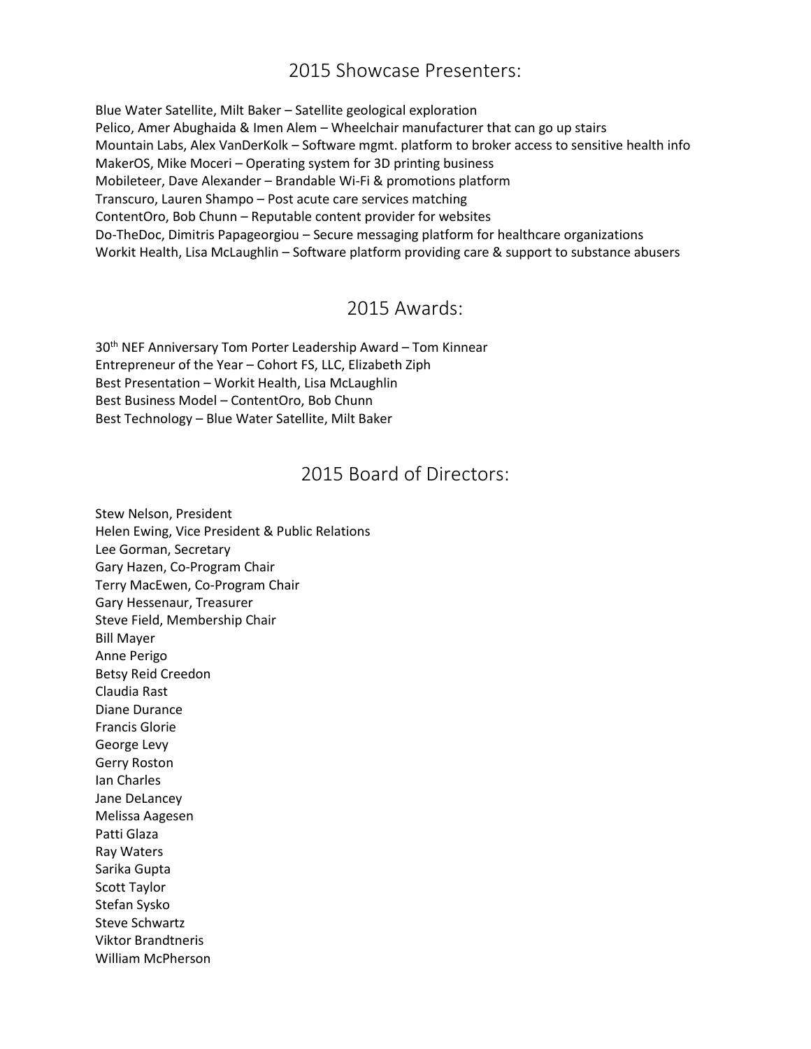## 2015 Showcase Presenters:

Blue Water Satellite, Milt Baker – Satellite geological exploration
Pelico, Amer Abughaida & Imen Alem – Wheelchair manufacturer that can go up stairs
Mountain Labs, Alex VanDerKolk – Software mgmt. platform to broker access to sensitive health info
MakerOS, Mike Moceri – Operating system for 3D printing business
Mobileteer, Dave Alexander – Brandable Wi-Fi & promotions platform
Transcuro, Lauren Shampo – Post acute care services matching
ContentOro, Bob Chunn – Reputable content provider for websites
Do-TheDoc, Dimitris Papageorgiou – Secure messaging platform for healthcare organizations
Workit Health, Lisa McLaughlin – Software platform providing care & support to substance abusers

## 2015 Awards:

30th NEF Anniversary Tom Porter Leadership Award – Tom Kinnear
Entrepreneur of the Year – Cohort FS, LLC, Elizabeth Ziph
Best Presentation – Workit Health, Lisa McLaughlin
Best Business Model – ContentOro, Bob Chunn
Best Technology – Blue Water Satellite, Milt Baker

## 2015 Board of Directors:

Stew Nelson, President
Helen Ewing, Vice President & Public Relations
Lee Gorman, Secretary
Gary Hazen, Co-Program Chair
Terry MacEwen, Co-Program Chair
Gary Hessenaur, Treasurer
Steve Field, Membership Chair
Bill Mayer
Anne Perigo
Betsy Reid Creedon
Claudia Rast
Diane Durance
Francis Glorie
George Levy
Gerry Roston
Ian Charles
Jane DeLancey
Melissa Aagesen
Patti Glaza
Ray Waters
Sarika Gupta
Scott Taylor
Stefan Sysko
Steve Schwartz
Viktor Brandtneris
William McPherson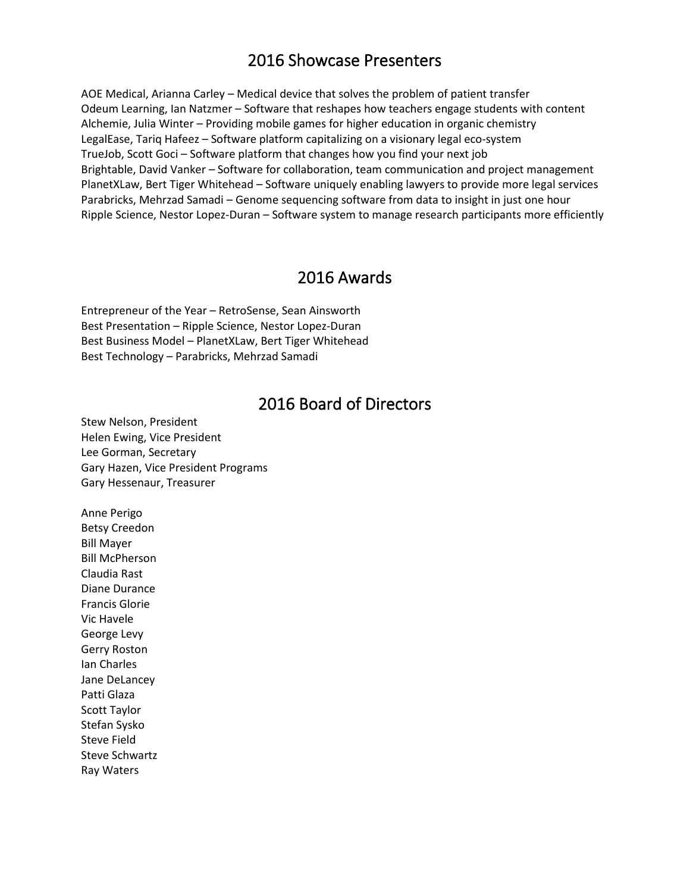## 2016 Showcase Presenters

AOE Medical, Arianna Carley – Medical device that solves the problem of patient transfer
Odeum Learning, Ian Natzmer – Software that reshapes how teachers engage students with content
Alchemie, Julia Winter – Providing mobile games for higher education in organic chemistry
LegalEase, Tariq Hafeez – Software platform capitalizing on a visionary legal eco-system
TrueJob, Scott Goci – Software platform that changes how you find your next job
Brightable, David Vanker – Software for collaboration, team communication and project management
PlanetXLaw, Bert Tiger Whitehead – Software uniquely enabling lawyers to provide more legal services
Parabricks, Mehrzad Samadi – Genome sequencing software from data to insight in just one hour
Ripple Science, Nestor Lopez-Duran – Software system to manage research participants more efficiently

## 2016 Awards

Entrepreneur of the Year – RetroSense, Sean Ainsworth
Best Presentation – Ripple Science, Nestor Lopez-Duran
Best Business Model – PlanetXLaw, Bert Tiger Whitehead
Best Technology – Parabricks, Mehrzad Samadi

## 2016 Board of Directors

Stew Nelson, President
Helen Ewing, Vice President
Lee Gorman, Secretary
Gary Hazen, Vice President Programs
Gary Hessenaur, Treasurer

Anne Perigo
Betsy Creedon
Bill Mayer
Bill McPherson
Claudia Rast
Diane Durance
Francis Glorie
Vic Havele
George Levy
Gerry Roston
Ian Charles
Jane DeLancey
Patti Glaza
Scott Taylor
Stefan Sysko
Steve Field
Steve Schwartz
Ray Waters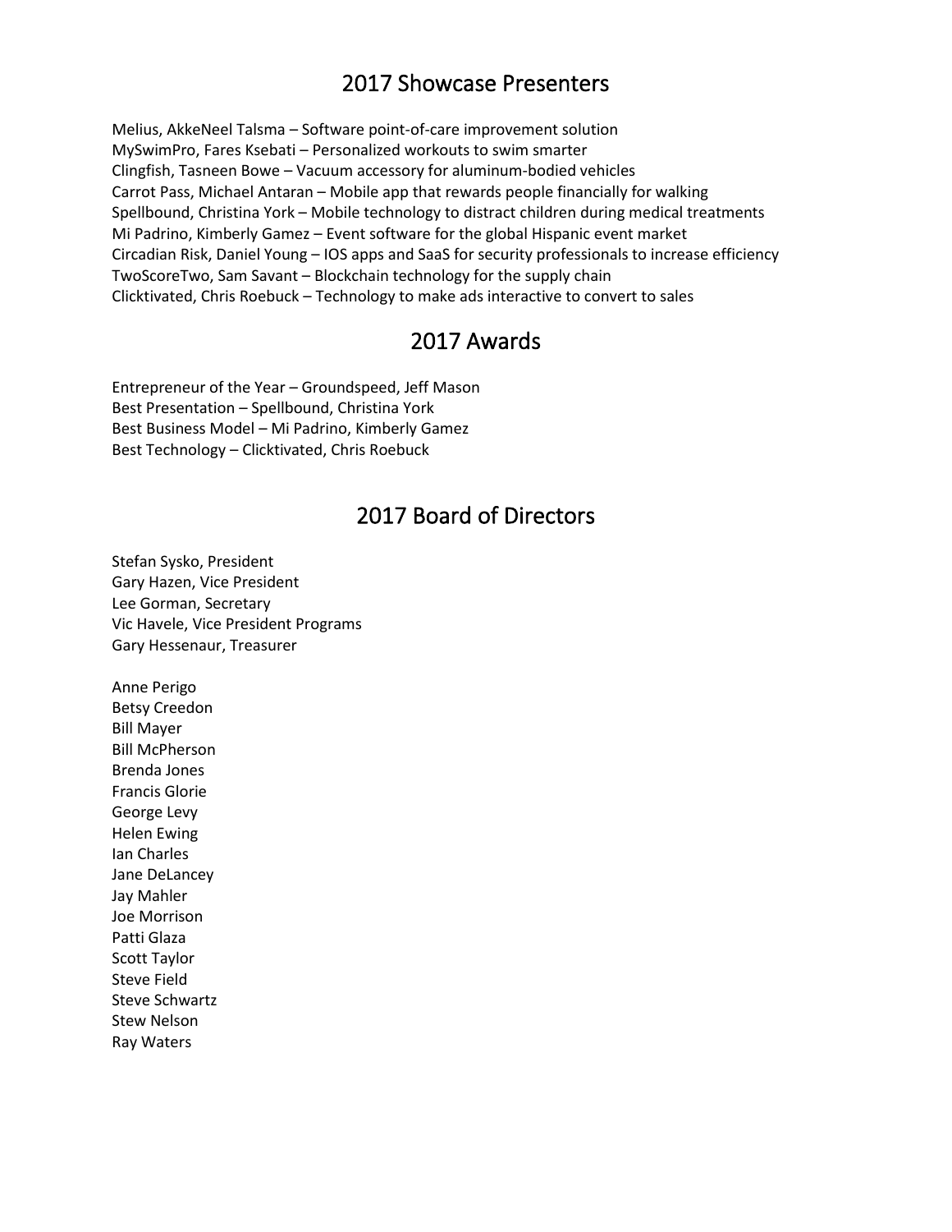## 2017 Showcase Presenters

Melius, AkkeNeel Talsma – Software point-of-care improvement solution
MySwimPro, Fares Ksebati – Personalized workouts to swim smarter
Clingfish, Tasneen Bowe – Vacuum accessory for aluminum-bodied vehicles
Carrot Pass, Michael Antaran – Mobile app that rewards people financially for walking
Spellbound, Christina York – Mobile technology to distract children during medical treatments
Mi Padrino, Kimberly Gamez – Event software for the global Hispanic event market
Circadian Risk, Daniel Young – IOS apps and SaaS for security professionals to increase efficiency
TwoScoreTwo, Sam Savant – Blockchain technology for the supply chain
Clicktivated, Chris Roebuck – Technology to make ads interactive to convert to sales

## 2017 Awards

Entrepreneur of the Year – Groundspeed, Jeff Mason
Best Presentation – Spellbound, Christina York
Best Business Model – Mi Padrino, Kimberly Gamez
Best Technology – Clicktivated, Chris Roebuck

## 2017 Board of Directors

Stefan Sysko, President
Gary Hazen, Vice President
Lee Gorman, Secretary
Vic Havele, Vice President Programs
Gary Hessenaur, Treasurer

Anne Perigo
Betsy Creedon
Bill Mayer
Bill McPherson
Brenda Jones
Francis Glorie
George Levy
Helen Ewing
Ian Charles
Jane DeLancey
Jay Mahler
Joe Morrison
Patti Glaza
Scott Taylor
Steve Field
Steve Schwartz
Stew Nelson
Ray Waters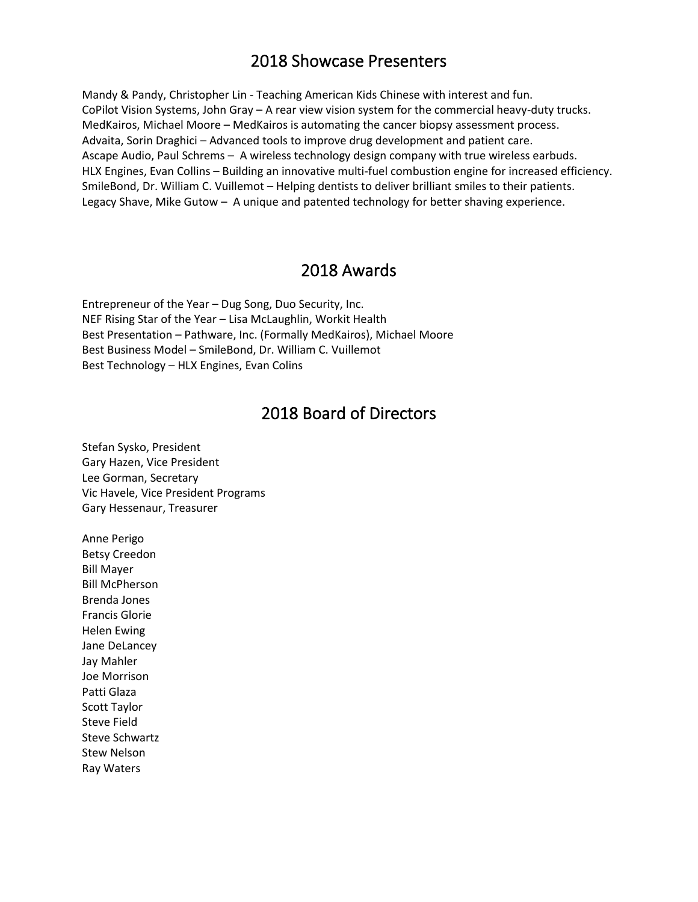## 2018 Showcase Presenters

Mandy & Pandy, Christopher Lin - Teaching American Kids Chinese with interest and fun.
CoPilot Vision Systems, John Gray – A rear view vision system for the commercial heavy-duty trucks.
MedKairos, Michael Moore – MedKairos is automating the cancer biopsy assessment process.
Advaita, Sorin Draghici – Advanced tools to improve drug development and patient care.
Ascape Audio, Paul Schrems – A wireless technology design company with true wireless earbuds.
HLX Engines, Evan Collins – Building an innovative multi-fuel combustion engine for increased efficiency.
SmileBond, Dr. William C. Vuillemot – Helping dentists to deliver brilliant smiles to their patients.
Legacy Shave, Mike Gutow – A unique and patented technology for better shaving experience.

## 2018 Awards

Entrepreneur of the Year – Dug Song, Duo Security, Inc.
NEF Rising Star of the Year – Lisa McLaughlin, Workit Health
Best Presentation – Pathware, Inc. (Formally MedKairos), Michael Moore
Best Business Model – SmileBond, Dr. William C. Vuillemot
Best Technology – HLX Engines, Evan Colins

## 2018 Board of Directors

Stefan Sysko, President
Gary Hazen, Vice President
Lee Gorman, Secretary
Vic Havele, Vice President Programs
Gary Hessenaur, Treasurer

Anne Perigo
Betsy Creedon
Bill Mayer
Bill McPherson
Brenda Jones
Francis Glorie
Helen Ewing
Jane DeLancey
Jay Mahler
Joe Morrison
Patti Glaza
Scott Taylor
Steve Field
Steve Schwartz
Stew Nelson
Ray Waters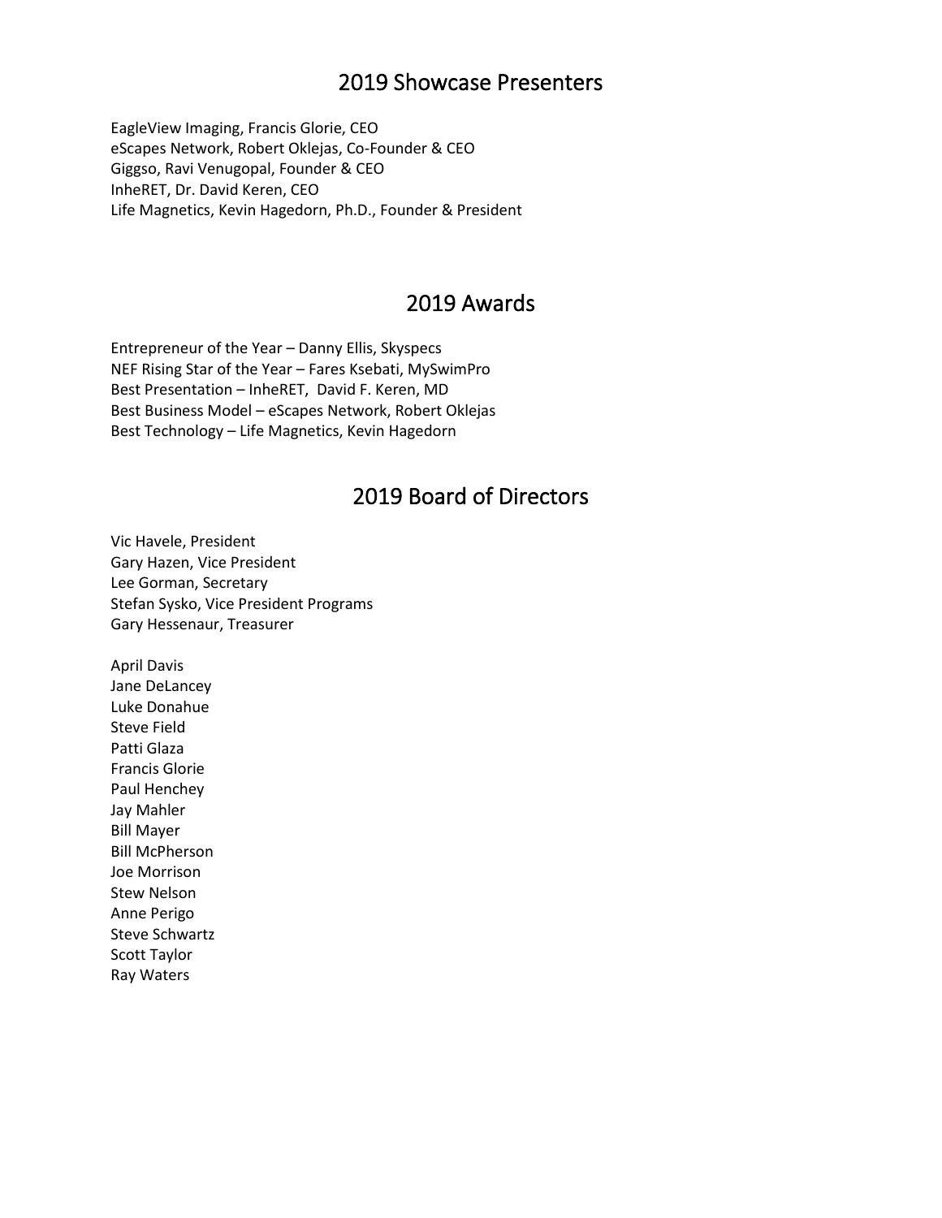## 2019 Showcase Presenters

EagleView Imaging, Francis Glorie, CEO
eScapes Network, Robert Oklejas, Co-Founder & CEO
Giggso, Ravi Venugopal, Founder & CEO
InheRET, Dr. David Keren, CEO
Life Magnetics, Kevin Hagedorn, Ph.D., Founder & President

## 2019 Awards

Entrepreneur of the Year – Danny Ellis, Skyspecs
NEF Rising Star of the Year – Fares Ksebati, MySwimPro
Best Presentation – InheRET, David F. Keren, MD
Best Business Model – eScapes Network, Robert Oklejas
Best Technology – Life Magnetics, Kevin Hagedorn

## 2019 Board of Directors

Vic Havele, President
Gary Hazen, Vice President
Lee Gorman, Secretary
Stefan Sysko, Vice President Programs
Gary Hessenaur, Treasurer

April Davis
Jane DeLancey
Luke Donahue
Steve Field
Patti Glaza
Francis Glorie
Paul Henchey
Jay Mahler
Bill Mayer
Bill McPherson
Joe Morrison
Stew Nelson
Anne Perigo
Steve Schwartz
Scott Taylor
Ray Waters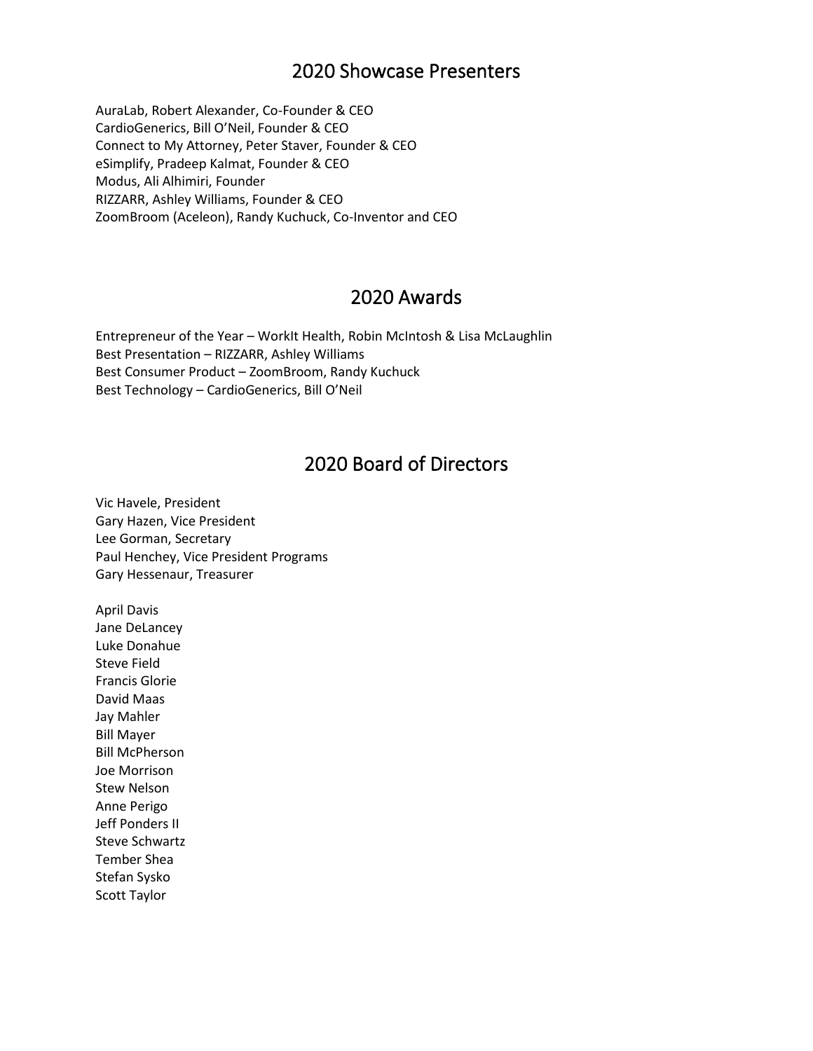## 2020 Showcase Presenters

AuraLab, Robert Alexander, Co-Founder & CEO
CardioGenerics, Bill O'Neil, Founder & CEO
Connect to My Attorney, Peter Staver, Founder & CEO
eSimplify, Pradeep Kalmat, Founder & CEO
Modus, Ali Alhimiri, Founder
RIZZARR, Ashley Williams, Founder & CEO
ZoomBroom (Aceleon), Randy Kuchuck, Co-Inventor and CEO

## 2020 Awards

Entrepreneur of the Year – WorkIt Health, Robin McIntosh & Lisa McLaughlin
Best Presentation – RIZZARR, Ashley Williams
Best Consumer Product – ZoomBroom, Randy Kuchuck
Best Technology – CardioGenerics, Bill O'Neil

## 2020 Board of Directors

Vic Havele, President
Gary Hazen, Vice President
Lee Gorman, Secretary
Paul Henchey, Vice President Programs
Gary Hessenaur, Treasurer

April Davis
Jane DeLancey
Luke Donahue
Steve Field
Francis Glorie
David Maas
Jay Mahler
Bill Mayer
Bill McPherson
Joe Morrison
Stew Nelson
Anne Perigo
Jeff Ponders II
Steve Schwartz
Tember Shea
Stefan Sysko
Scott Taylor